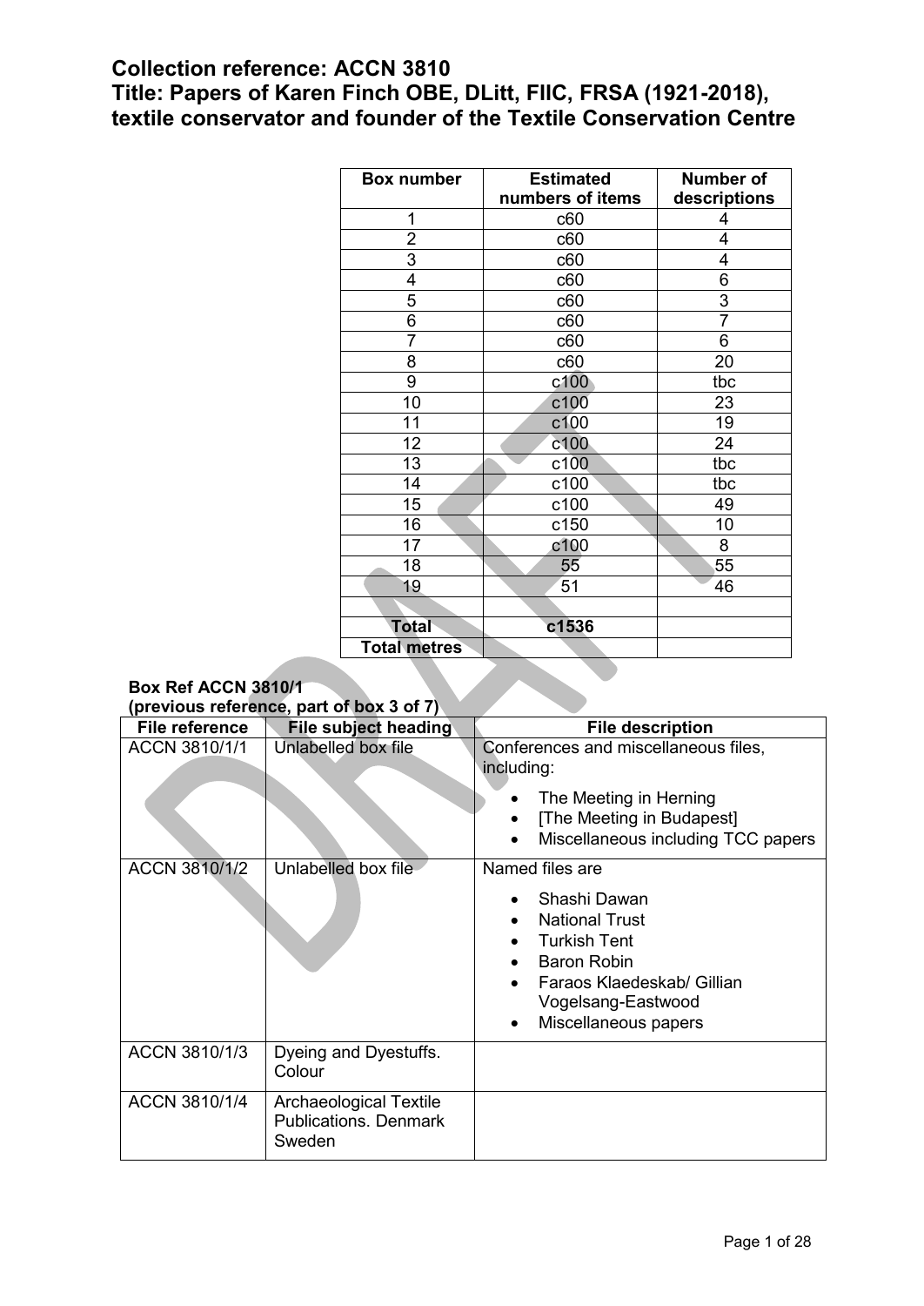# Collection reference: ACCN 3810
# Title: Papers of Karen Finch OBE, DLitt, FIIC, FRSA (1921-2018), textile conservator and founder of the Textile Conservation Centre

| Box number | Estimated numbers of items | Number of descriptions |
|---|---|---|
| 1 | c60 | 4 |
| 2 | c60 | 4 |
| 3 | c60 | 4 |
| 4 | c60 | 6 |
| 5 | c60 | 3 |
| 6 | c60 | 7 |
| 7 | c60 | 6 |
| 8 | c60 | 20 |
| 9 | c100 | tbc |
| 10 | c100 | 23 |
| 11 | c100 | 19 |
| 12 | c100 | 24 |
| 13 | c100 | tbc |
| 14 | c100 | tbc |
| 15 | c100 | 49 |
| 16 | c150 | 10 |
| 17 | c100 | 8 |
| 18 | 55 | 55 |
| 19 | 51 | 46 |
| | | |
| **Total** | **c1536** | |
| **Total metres** | | |

**Box Ref ACCN 3810/1**
**(previous reference, part of box 3 of 7)**

| File reference | File subject heading | File description |
|---|---|---|
| ACCN 3810/1/1 | Unlabelled box file | Conferences and miscellaneous files, including:<br>• The Meeting in Herning<br>• [The Meeting in Budapest]<br>• Miscellaneous including TCC papers |
| ACCN 3810/1/2 | Unlabelled box file | Named files are<br>• Shashi Dawan<br>• National Trust<br>• Turkish Tent<br>• Baron Robin<br>• Faraos Klaedeskab/ Gillian Vogelsang-Eastwood<br>• Miscellaneous papers |
| ACCN 3810/1/3 | Dyeing and Dyestuffs. Colour | |
| ACCN 3810/1/4 | Archaeological Textile Publications. Denmark Sweden | |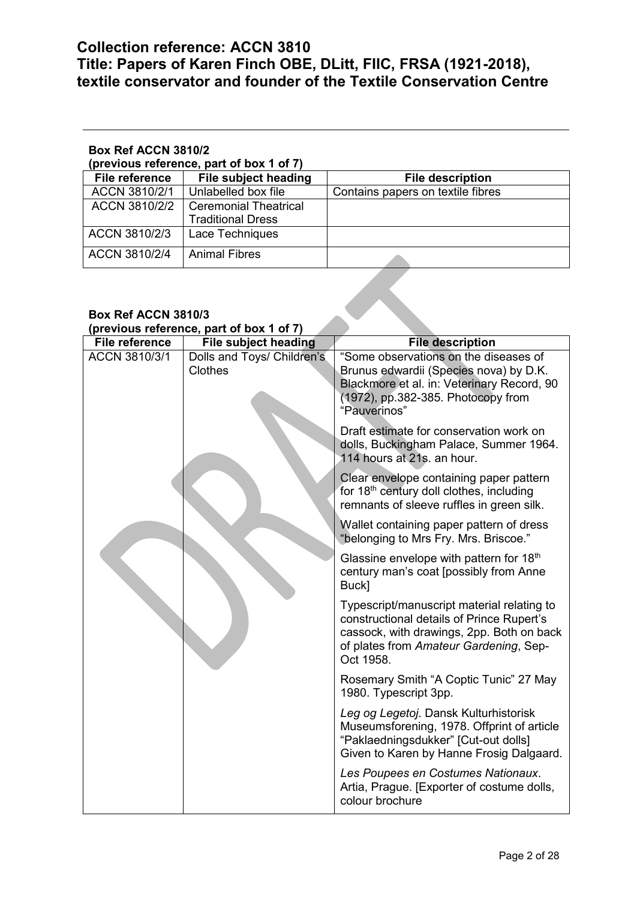# Collection reference: ACCN 3810
# Title: Papers of Karen Finch OBE, DLitt, FIIC, FRSA (1921-2018), textile conservator and founder of the Textile Conservation Centre

### Box Ref ACCN 3810/2
### (previous reference, part of box 1 of 7)

| File reference | File subject heading | File description |
| --- | --- | --- |
| ACCN 3810/2/1 | Unlabelled box file | Contains papers on textile fibres |
| ACCN 3810/2/2 | Ceremonial Theatrical Traditional Dress | |
| ACCN 3810/2/3 | Lace Techniques | |
| ACCN 3810/2/4 | Animal Fibres | |

### Box Ref ACCN 3810/3
### (previous reference, part of box 1 of 7)

| File reference | File subject heading | File description |
| --- | --- | --- |
| ACCN 3810/3/1 | Dolls and Toys/ Children's Clothes | "Some observations on the diseases of Brunus edwardii (Species nova) by D.K. Blackmore et al. in: Veterinary Record, 90 (1972), pp.382-385. Photocopy from "Pauverinos" |
| | | Draft estimate for conservation work on dolls, Buckingham Palace, Summer 1964. 114 hours at 21s. an hour. |
| | | Clear envelope containing paper pattern for 18th century doll clothes, including remnants of sleeve ruffles in green silk. |
| | | Wallet containing paper pattern of dress "belonging to Mrs Fry. Mrs. Briscoe." |
| | | Glassine envelope with pattern for 18th century man's coat [possibly from Anne Buck] |
| | | Typescript/manuscript material relating to constructional details of Prince Rupert's cassock, with drawings, 2pp. Both on back of plates from *Amateur Gardening*, Sep-Oct 1958. |
| | | Rosemary Smith "A Coptic Tunic" 27 May 1980. Typescript 3pp. |
| | | *Leg og Legetoj*. Dansk Kulturhistorisk Museumsforening, 1978. Offprint of article "Paklaedningsdukker" [Cut-out dolls] Given to Karen by Hanne Frosig Dalgaard. |
| | | *Les Poupees en Costumes Nationaux*. Artia, Prague. [Exporter of costume dolls, colour brochure |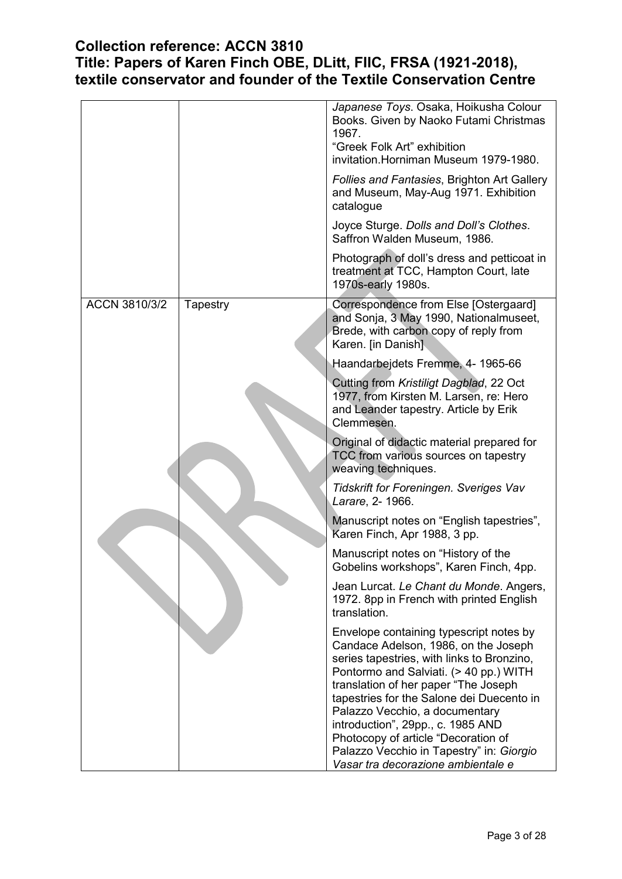## Collection reference: ACCN 3810
## Title: Papers of Karen Finch OBE, DLitt, FIIC, FRSA (1921-2018), textile conservator and founder of the Textile Conservation Centre

| | | |
|---|---|---|
| | | *Japanese Toys*. Osaka, Hoikusha Colour Books. Given by Naoko Futami Christmas 1967.<br>"Greek Folk Art" exhibition invitation.Horniman Museum 1979-1980. |
| | | *Follies and Fantasies*, Brighton Art Gallery and Museum, May-Aug 1971. Exhibition catalogue |
| | | Joyce Sturge. *Dolls and Doll's Clothes*. Saffron Walden Museum, 1986. |
| | | Photograph of doll's dress and petticoat in treatment at TCC, Hampton Court, late 1970s-early 1980s. |
| ACCN 3810/3/2 | Tapestry | Correspondence from Else [Ostergaard] and Sonja, 3 May 1990, Nationalmuseet, Brede, with carbon copy of reply from Karen. [in Danish] |
| | | Haandarbejdets Fremme, 4- 1965-66 |
| | | Cutting from *Kristiligt Dagblad*, 22 Oct 1977, from Kirsten M. Larsen, re: Hero and Leander tapestry. Article by Erik Clemmesen. |
| | | Original of didactic material prepared for TCC from various sources on tapestry weaving techniques. |
| | | *Tidskrift for Foreningen. Sveriges Vav Larare*, 2- 1966. |
| | | Manuscript notes on "English tapestries", Karen Finch, Apr 1988, 3 pp. |
| | | Manuscript notes on "History of the Gobelins workshops", Karen Finch, 4pp. |
| | | Jean Lurcat. *Le Chant du Monde*. Angers, 1972. 8pp in French with printed English translation. |
| | | Envelope containing typescript notes by Candace Adelson, 1986, on the Joseph series tapestries, with links to Bronzino, Pontormo and Salviati. (> 40 pp.) WITH translation of her paper "The Joseph tapestries for the Salone dei Duecento in Palazzo Vecchio, a documentary introduction", 29pp., c. 1985 AND Photocopy of article "Decoration of Palazzo Vecchio in Tapestry" in: *Giorgio Vasar tra decorazione ambientale e* |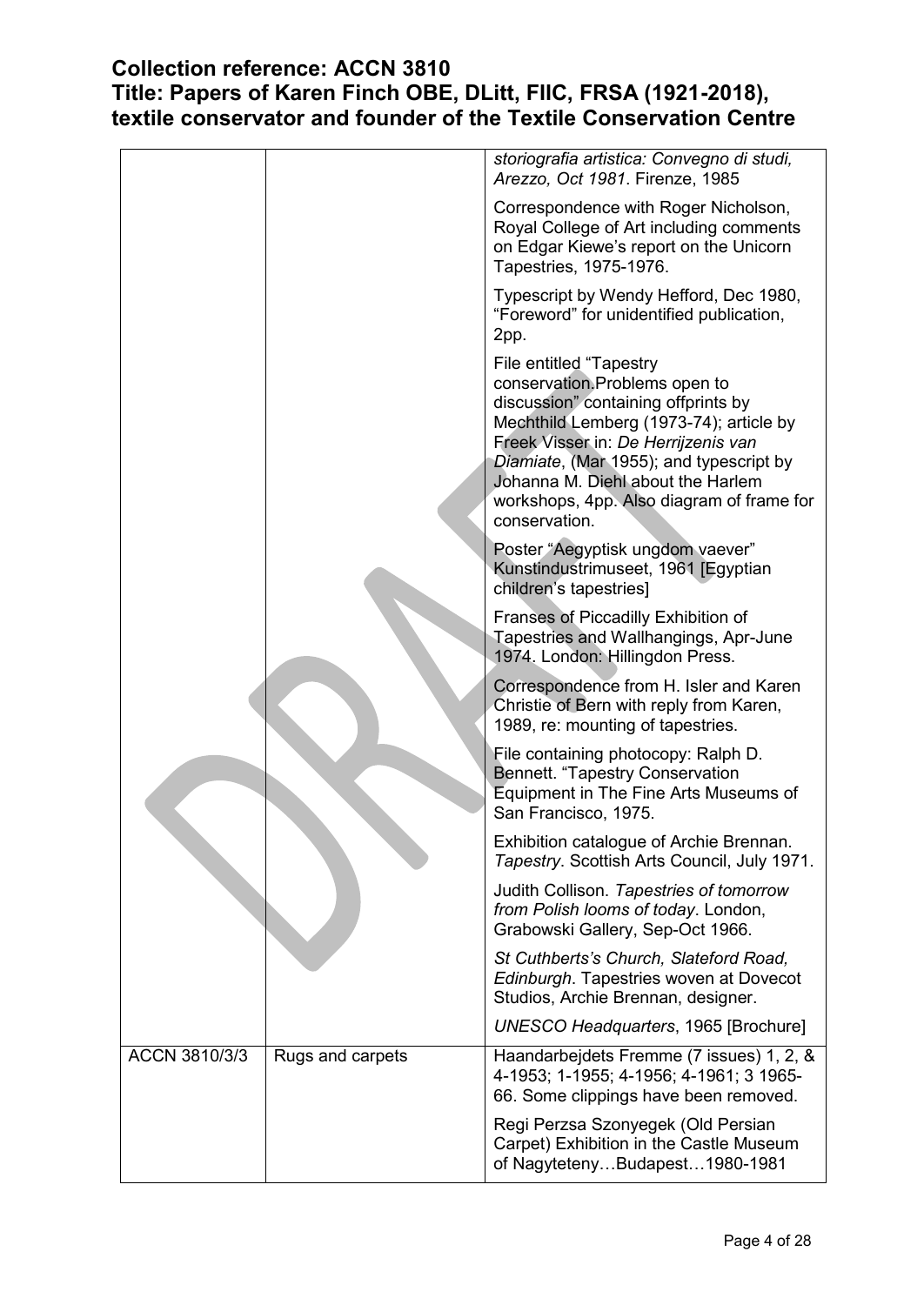| | | *storiografia artistica: Convegno di studi, Arezzo, Oct 1981*. Firenze, 1985 |
|---|---|---|
| | | Correspondence with Roger Nicholson, Royal College of Art including comments on Edgar Kiewe's report on the Unicorn Tapestries, 1975-1976. |
| | | Typescript by Wendy Hefford, Dec 1980, "Foreword" for unidentified publication, 2pp. |
| | | File entitled "Tapestry conservation.Problems open to discussion" containing offprints by Mechthild Lemberg (1973-74); article by Freek Visser in: *De Herrijzenis van Diamiate*, (Mar 1955); and typescript by Johanna M. Diehl about the Harlem workshops, 4pp. Also diagram of frame for conservation. |
| | | Poster "Aegyptisk ungdom vaever" Kunstindustrimuseet, 1961 [Egyptian children's tapestries] |
| | | Franses of Piccadilly Exhibition of Tapestries and Wallhangings, Apr-June 1974. London: Hillingdon Press. |
| | | Correspondence from H. Isler and Karen Christie of Bern with reply from Karen, 1989, re: mounting of tapestries. |
| | | File containing photocopy: Ralph D. Bennett. "Tapestry Conservation Equipment in The Fine Arts Museums of San Francisco, 1975. |
| | | Exhibition catalogue of Archie Brennan. *Tapestry*. Scottish Arts Council, July 1971. |
| | | Judith Collison. *Tapestries of tomorrow from Polish looms of today*. London, Grabowski Gallery, Sep-Oct 1966. |
| | | *St Cuthberts's Church, Slateford Road, Edinburgh*. Tapestries woven at Dovecot Studios, Archie Brennan, designer. |
| | | *UNESCO Headquarters*, 1965 [Brochure] |
| ACCN 3810/3/3 | Rugs and carpets | Haandarbejdets Fremme (7 issues) 1, 2, & 4-1953; 1-1955; 4-1956; 4-1961; 3 1965-66. Some clippings have been removed. |
| | | Regi Perzsa Szonyegek (Old Persian Carpet) Exhibition in the Castle Museum of Nagyteteny…Budapest…1980-1981 |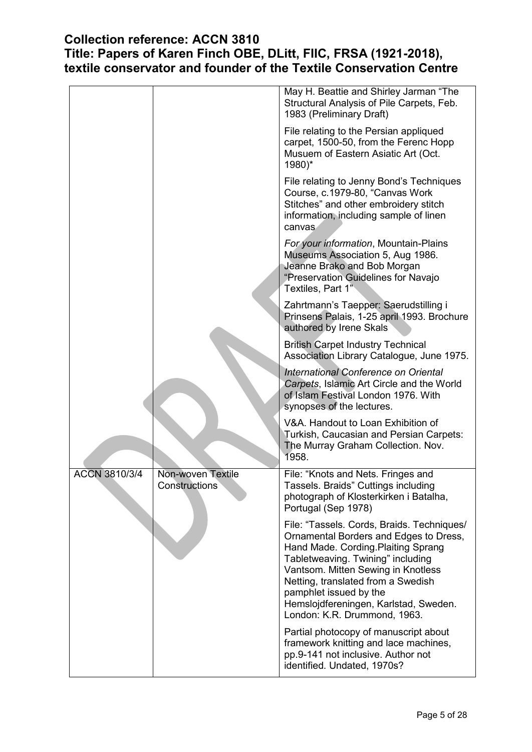## Collection reference: ACCN 3810
## Title: Papers of Karen Finch OBE, DLitt, FIIC, FRSA (1921-2018), textile conservator and founder of the Textile Conservation Centre

| | | |
|---|---|---|
| | | May H. Beattie and Shirley Jarman "The Structural Analysis of Pile Carpets, Feb. 1983 (Preliminary Draft) |
| | | File relating to the Persian appliqued carpet, 1500-50, from the Ferenc Hopp Musuem of Eastern Asiatic Art (Oct. 1980)* |
| | | File relating to Jenny Bond's Techniques Course, c.1979-80, "Canvas Work Stitches" and other embroidery stitch information, including sample of linen canvas |
| | | *For your information*, Mountain-Plains Museums Association 5, Aug 1986. Jeanne Brako and Bob Morgan "Preservation Guidelines for Navajo Textiles, Part 1" |
| | | Zahrtmann's Taepper: Saerudstilling i Prinsens Palais, 1-25 april 1993. Brochure authored by Irene Skals |
| | | British Carpet Industry Technical Association Library Catalogue, June 1975. |
| | | *International Conference on Oriental Carpets*, Islamic Art Circle and the World of Islam Festival London 1976. With synopses of the lectures. |
| | | V&A. Handout to Loan Exhibition of Turkish, Caucasian and Persian Carpets: The Murray Graham Collection. Nov. 1958. |
| ACCN 3810/3/4 | Non-woven Textile Constructions | File: "Knots and Nets. Fringes and Tassels. Braids" Cuttings including photograph of Klosterkirken i Batalha, Portugal (Sep 1978) |
| | | File: "Tassels. Cords, Braids. Techniques/ Ornamental Borders and Edges to Dress, Hand Made. Cording.Plaiting Sprang Tabletweaving. Twining" including Vantsom. Mitten Sewing in Knotless Netting, translated from a Swedish pamphlet issued by the Hemslojdfereningen, Karlstad, Sweden. London: K.R. Drummond, 1963. |
| | | Partial photocopy of manuscript about framework knitting and lace machines, pp.9-141 not inclusive. Author not identified. Undated, 1970s? |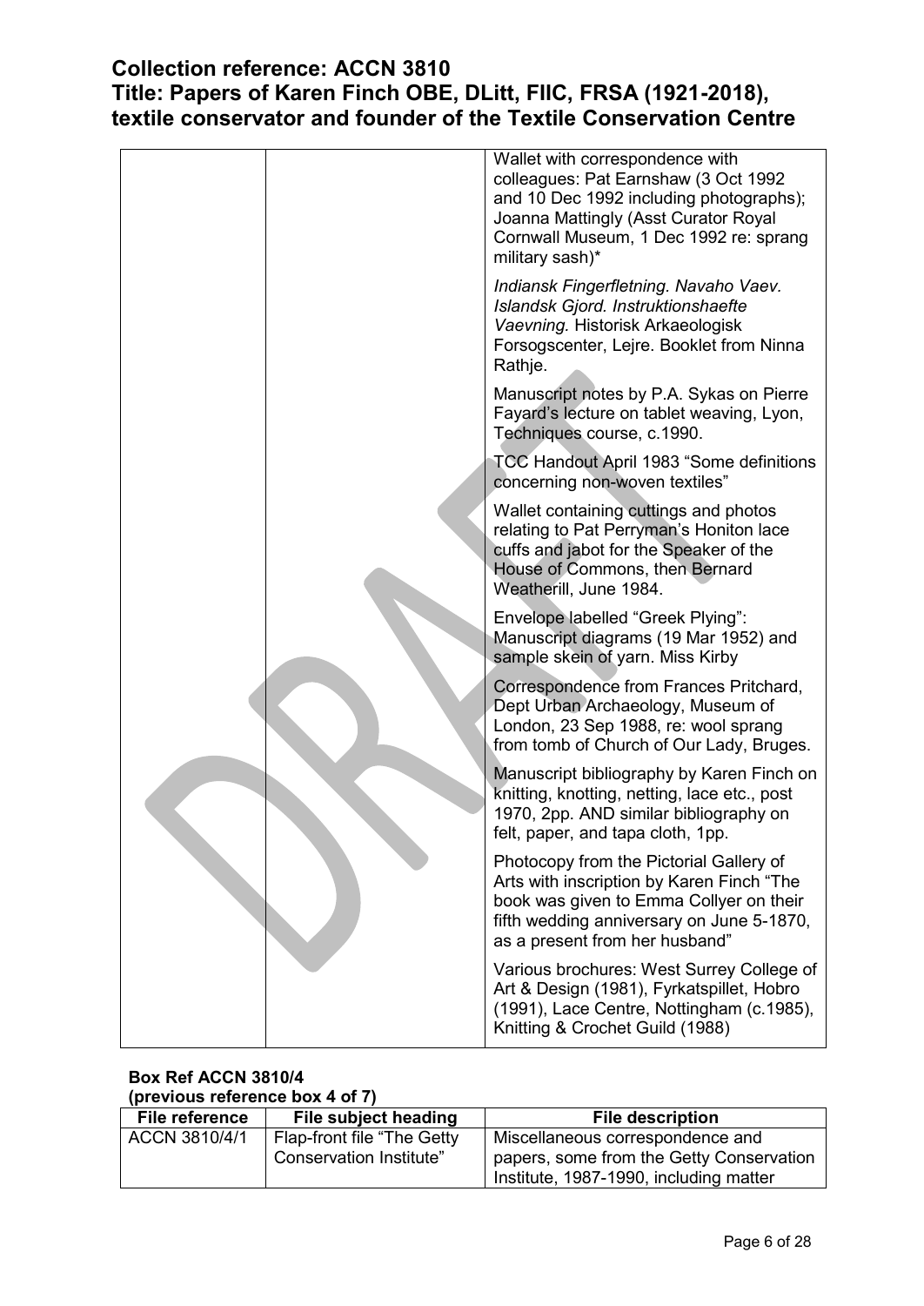| | | |
|---|---|---|
| | | Wallet with correspondence with colleagues: Pat Earnshaw (3 Oct 1992 and 10 Dec 1992 including photographs); Joanna Mattingly (Asst Curator Royal Cornwall Museum, 1 Dec 1992 re: sprang military sash)* |
| | | *Indiansk Fingerfletning. Navaho Vaev. Islandsk Gjord. Instruktionshaefte Vaevning.* Historisk Arkaeologisk Forsogscenter, Lejre. Booklet from Ninna Rathje. |
| | | Manuscript notes by P.A. Sykas on Pierre Fayard's lecture on tablet weaving, Lyon, Techniques course, c.1990. |
| | | TCC Handout April 1983 "Some definitions concerning non-woven textiles" |
| | | Wallet containing cuttings and photos relating to Pat Perryman's Honiton lace cuffs and jabot for the Speaker of the House of Commons, then Bernard Weatherill, June 1984. |
| | | Envelope labelled "Greek Plying": Manuscript diagrams (19 Mar 1952) and sample skein of yarn. Miss Kirby |
| | | Correspondence from Frances Pritchard, Dept Urban Archaeology, Museum of London, 23 Sep 1988, re: wool sprang from tomb of Church of Our Lady, Bruges. |
| | | Manuscript bibliography by Karen Finch on knitting, knotting, netting, lace etc., post 1970, 2pp. AND similar bibliography on felt, paper, and tapa cloth, 1pp. |
| | | Photocopy from the Pictorial Gallery of Arts with inscription by Karen Finch "The book was given to Emma Collyer on their fifth wedding anniversary on June 5-1870, as a present from her husband" |
| | | Various brochures: West Surrey College of Art & Design (1981), Fyrkatspillet, Hobro (1991), Lace Centre, Nottingham (c.1985), Knitting & Crochet Guild (1988) |

**Box Ref ACCN 3810/4**
**(previous reference box 4 of 7)**

| File reference | File subject heading | File description |
|---|---|---|
| ACCN 3810/4/1 | Flap-front file "The Getty Conservation Institute" | Miscellaneous correspondence and papers, some from the Getty Conservation Institute, 1987-1990, including matter |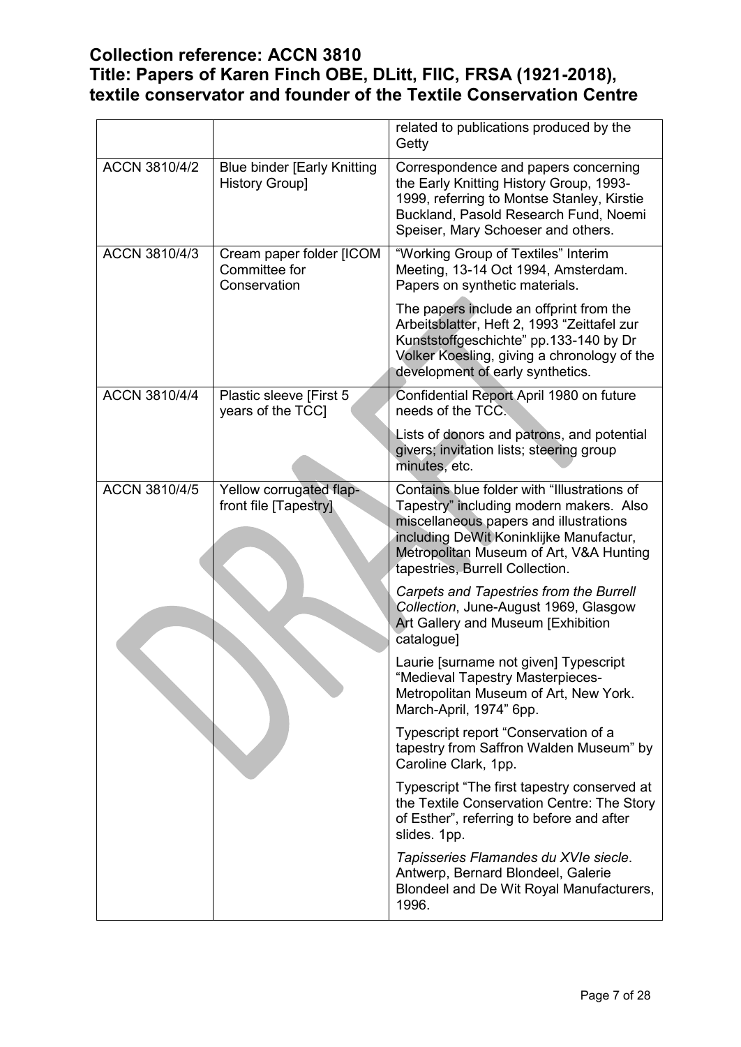**Collection reference: ACCN 3810**
**Title: Papers of Karen Finch OBE, DLitt, FIIC, FRSA (1921-2018), textile conservator and founder of the Textile Conservation Centre**

| | | |
|---|---|---|
| | | related to publications produced by the Getty |
| ACCN 3810/4/2 | Blue binder [Early Knitting History Group] | Correspondence and papers concerning the Early Knitting History Group, 1993-1999, referring to Montse Stanley, Kirstie Buckland, Pasold Research Fund, Noemi Speiser, Mary Schoeser and others. |
| ACCN 3810/4/3 | Cream paper folder [ICOM Committee for Conservation | "Working Group of Textiles" Interim Meeting, 13-14 Oct 1994, Amsterdam. Papers on synthetic materials.<br><br>The papers include an offprint from the Arbeitsblatter, Heft 2, 1993 "Zeittafel zur Kunststoffgeschichte" pp.133-140 by Dr Volker Koesling, giving a chronology of the development of early synthetics. |
| ACCN 3810/4/4 | Plastic sleeve [First 5 years of the TCC] | Confidential Report April 1980 on future needs of the TCC.<br><br>Lists of donors and patrons, and potential givers; invitation lists; steering group minutes, etc. |
| ACCN 3810/4/5 | Yellow corrugated flap-front file [Tapestry] | Contains blue folder with "Illustrations of Tapestry" including modern makers. Also miscellaneous papers and illustrations including DeWit Koninklijke Manufactur, Metropolitan Museum of Art, V&A Hunting tapestries, Burrell Collection.<br><br>*Carpets and Tapestries from the Burrell Collection*, June-August 1969, Glasgow Art Gallery and Museum [Exhibition catalogue]<br><br>Laurie [surname not given] Typescript "Medieval Tapestry Masterpieces- Metropolitan Museum of Art, New York. March-April, 1974" 6pp.<br><br>Typescript report "Conservation of a tapestry from Saffron Walden Museum" by Caroline Clark, 1pp.<br><br>Typescript "The first tapestry conserved at the Textile Conservation Centre: The Story of Esther", referring to before and after slides. 1pp.<br><br>*Tapisseries Flamandes du XVIe siecle*. Antwerp, Bernard Blondeel, Galerie Blondeel and De Wit Royal Manufacturers, 1996. |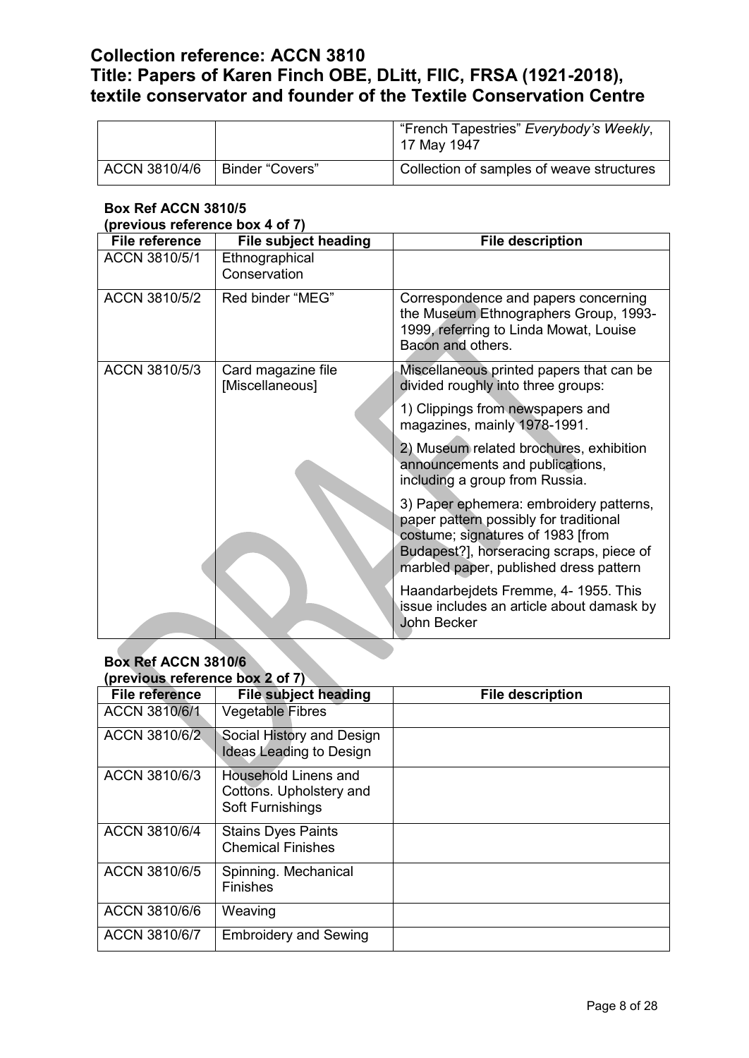| | | "French Tapestries" *Everybody's Weekly*, 17 May 1947 |
|---|---|---|
| ACCN 3810/4/6 | Binder "Covers" | Collection of samples of weave structures |

**Box Ref ACCN 3810/5**
**(previous reference box 4 of 7)**

| File reference | File subject heading | File description |
|---|---|---|
| ACCN 3810/5/1 | Ethnographical Conservation | |
| ACCN 3810/5/2 | Red binder "MEG" | Correspondence and papers concerning the Museum Ethnographers Group, 1993-1999, referring to Linda Mowat, Louise Bacon and others. |
| ACCN 3810/5/3 | Card magazine file [Miscellaneous] | Miscellaneous printed papers that can be divided roughly into three groups:<br>1) Clippings from newspapers and magazines, mainly 1978-1991.<br>2) Museum related brochures, exhibition announcements and publications, including a group from Russia.<br>3) Paper ephemera: embroidery patterns, paper pattern possibly for traditional costume; signatures of 1983 [from Budapest?], horseracing scraps, piece of marbled paper, published dress pattern<br>Haandarbejdets Fremme, 4- 1955. This issue includes an article about damask by John Becker |

**Box Ref ACCN 3810/6**
**(previous reference box 2 of 7)**

| File reference | File subject heading | File description |
|---|---|---|
| ACCN 3810/6/1 | Vegetable Fibres | |
| ACCN 3810/6/2 | Social History and Design Ideas Leading to Design | |
| ACCN 3810/6/3 | Household Linens and Cottons. Upholstery and Soft Furnishings | |
| ACCN 3810/6/4 | Stains Dyes Paints Chemical Finishes | |
| ACCN 3810/6/5 | Spinning. Mechanical Finishes | |
| ACCN 3810/6/6 | Weaving | |
| ACCN 3810/6/7 | Embroidery and Sewing | |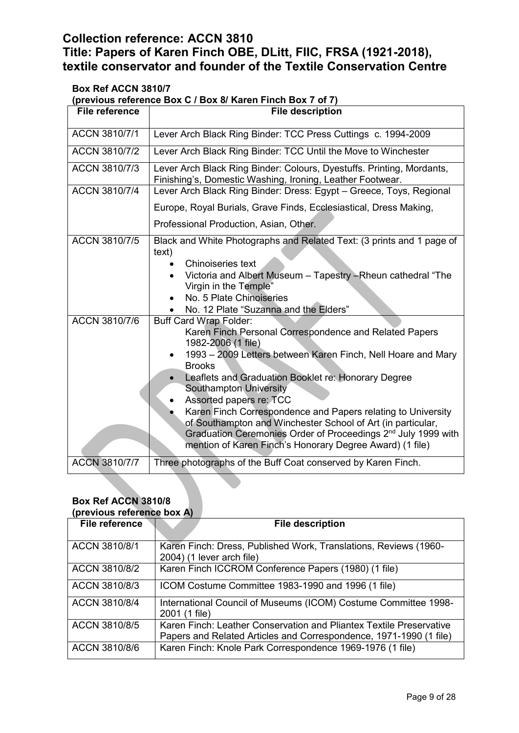## Collection reference: ACCN 3810
## Title: Papers of Karen Finch OBE, DLitt, FIIC, FRSA (1921-2018), textile conservator and founder of the Textile Conservation Centre

**Box Ref ACCN 3810/7**
**(previous reference Box C / Box 8/ Karen Finch Box 7 of 7)**

| File reference | File description |
|---|---|
| ACCN 3810/7/1 | Lever Arch Black Ring Binder: TCC Press Cuttings c. 1994-2009 |
| ACCN 3810/7/2 | Lever Arch Black Ring Binder: TCC Until the Move to Winchester |
| ACCN 3810/7/3 | Lever Arch Black Ring Binder: Colours, Dyestuffs. Printing, Mordants, Finishing's, Domestic Washing, Ironing, Leather Footwear. |
| ACCN 3810/7/4 | Lever Arch Black Ring Binder: Dress: Egypt – Greece, Toys, Regional Europe, Royal Burials, Grave Finds, Ecclesiastical, Dress Making, Professional Production, Asian, Other. |
| ACCN 3810/7/5 | Black and White Photographs and Related Text: (3 prints and 1 page of text)<br>• Chinoiseries text<br>• Victoria and Albert Museum – Tapestry –Rheun cathedral "The Virgin in the Temple"<br>• No. 5 Plate Chinoiseries<br>• No. 12 Plate "Suzanna and the Elders" |
| ACCN 3810/7/6 | Buff Card Wrap Folder:<br>Karen Finch Personal Correspondence and Related Papers 1982-2006 (1 file)<br>• 1993 – 2009 Letters between Karen Finch, Nell Hoare and Mary Brooks<br>• Leaflets and Graduation Booklet re: Honorary Degree Southampton University<br>• Assorted papers re: TCC<br>• Karen Finch Correspondence and Papers relating to University of Southampton and Winchester School of Art (in particular, Graduation Ceremonies Order of Proceedings 2nd July 1999 with mention of Karen Finch's Honorary Degree Award) (1 file) |
| ACCN 3810/7/7 | Three photographs of the Buff Coat conserved by Karen Finch. |

**Box Ref ACCN 3810/8**
**(previous reference box A)**

| File reference | File description |
|---|---|
| ACCN 3810/8/1 | Karen Finch: Dress, Published Work, Translations, Reviews (1960-2004) (1 lever arch file) |
| ACCN 3810/8/2 | Karen Finch ICCROM Conference Papers (1980) (1 file) |
| ACCN 3810/8/3 | ICOM Costume Committee 1983-1990 and 1996 (1 file) |
| ACCN 3810/8/4 | International Council of Museums (ICOM) Costume Committee 1998-2001 (1 file) |
| ACCN 3810/8/5 | Karen Finch: Leather Conservation and Pliantex Textile Preservative Papers and Related Articles and Correspondence, 1971-1990 (1 file) |
| ACCN 3810/8/6 | Karen Finch: Knole Park Correspondence 1969-1976 (1 file) |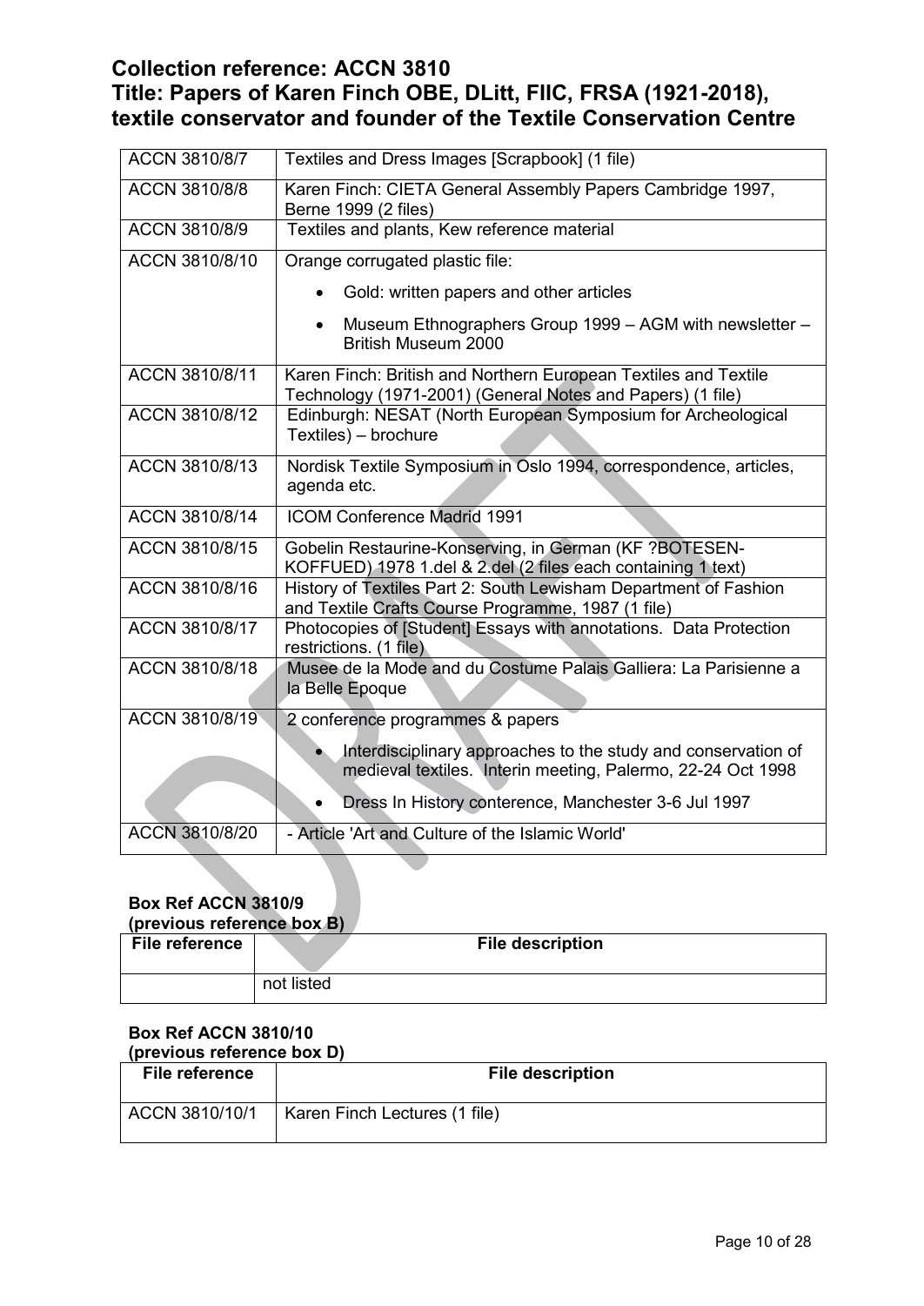**Collection reference: ACCN 3810**
**Title: Papers of Karen Finch OBE, DLitt, FIIC, FRSA (1921-2018), textile conservator and founder of the Textile Conservation Centre**

| | |
|---|---|
| ACCN 3810/8/7 | Textiles and Dress Images [Scrapbook] (1 file) |
| ACCN 3810/8/8 | Karen Finch: CIETA General Assembly Papers Cambridge 1997, Berne 1999 (2 files) |
| ACCN 3810/8/9 | Textiles and plants, Kew reference material |
| ACCN 3810/8/10 | Orange corrugated plastic file:<br>• Gold: written papers and other articles<br>• Museum Ethnographers Group 1999 – AGM with newsletter – British Museum 2000 |
| ACCN 3810/8/11 | Karen Finch: British and Northern European Textiles and Textile Technology (1971-2001) (General Notes and Papers) (1 file) |
| ACCN 3810/8/12 | Edinburgh: NESAT (North European Symposium for Archeological Textiles) – brochure |
| ACCN 3810/8/13 | Nordisk Textile Symposium in Oslo 1994, correspondence, articles, agenda etc. |
| ACCN 3810/8/14 | ICOM Conference Madrid 1991 |
| ACCN 3810/8/15 | Gobelin Restaurine-Konserving, in German (KF ?BOTESEN-KOFFUED) 1978 1.del & 2.del (2 files each containing 1 text) |
| ACCN 3810/8/16 | History of Textiles Part 2: South Lewisham Department of Fashion and Textile Crafts Course Programme, 1987 (1 file) |
| ACCN 3810/8/17 | Photocopies of [Student] Essays with annotations. Data Protection restrictions. (1 file) |
| ACCN 3810/8/18 | Musee de la Mode and du Costume Palais Galliera: La Parisienne a la Belle Epoque |
| ACCN 3810/8/19 | 2 conference programmes & papers<br>• Interdisciplinary approaches to the study and conservation of medieval textiles. Interin meeting, Palermo, 22-24 Oct 1998<br>• Dress In History conterence, Manchester 3-6 Jul 1997 |
| ACCN 3810/8/20 | - Article 'Art and Culture of the Islamic World' |

**Box Ref ACCN 3810/9**
**(previous reference box B)**

| File reference | File description |
|---|---|
| | not listed |

**Box Ref ACCN 3810/10**
**(previous reference box D)**

| File reference | File description |
|---|---|
| ACCN 3810/10/1 | Karen Finch Lectures (1 file) |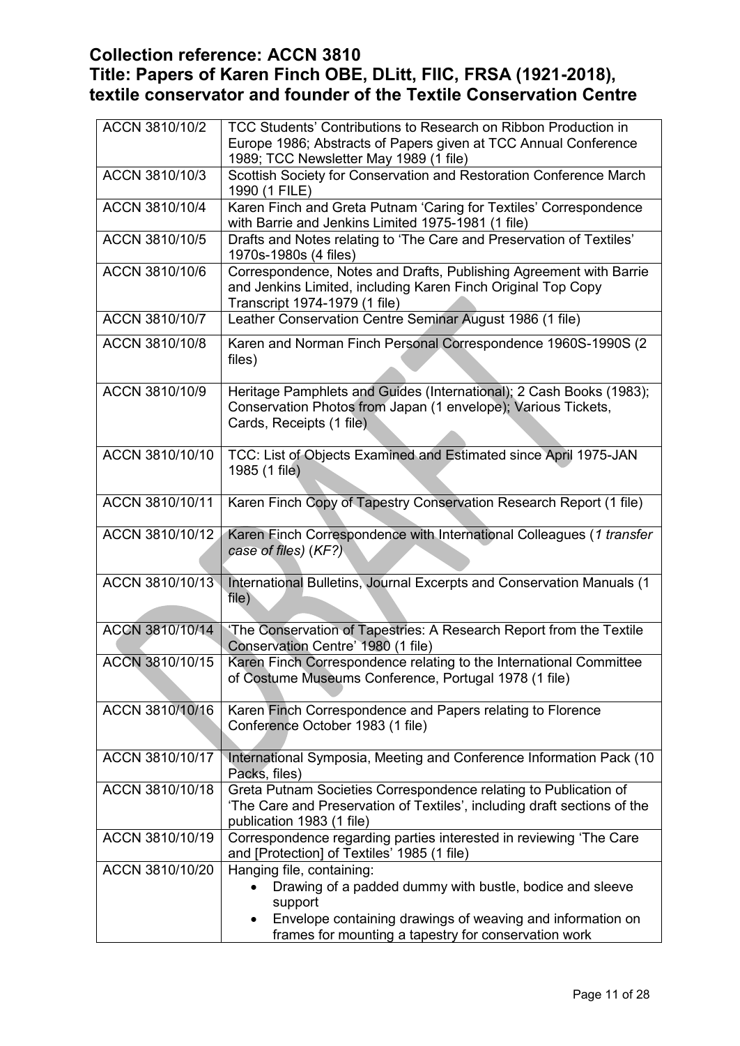## Collection reference: ACCN 3810
## Title: Papers of Karen Finch OBE, DLitt, FIIC, FRSA (1921-2018), textile conservator and founder of the Textile Conservation Centre

| | |
|---|---|
| ACCN 3810/10/2 | TCC Students' Contributions to Research on Ribbon Production in Europe 1986; Abstracts of Papers given at TCC Annual Conference 1989; TCC Newsletter May 1989 (1 file) |
| ACCN 3810/10/3 | Scottish Society for Conservation and Restoration Conference March 1990 (1 FILE) |
| ACCN 3810/10/4 | Karen Finch and Greta Putnam 'Caring for Textiles' Correspondence with Barrie and Jenkins Limited 1975-1981 (1 file) |
| ACCN 3810/10/5 | Drafts and Notes relating to 'The Care and Preservation of Textiles' 1970s-1980s (4 files) |
| ACCN 3810/10/6 | Correspondence, Notes and Drafts, Publishing Agreement with Barrie and Jenkins Limited, including Karen Finch Original Top Copy Transcript 1974-1979 (1 file) |
| ACCN 3810/10/7 | Leather Conservation Centre Seminar August 1986 (1 file) |
| ACCN 3810/10/8 | Karen and Norman Finch Personal Correspondence 1960S-1990S (2 files) |
| ACCN 3810/10/9 | Heritage Pamphlets and Guides (International); 2 Cash Books (1983); Conservation Photos from Japan (1 envelope); Various Tickets, Cards, Receipts (1 file) |
| ACCN 3810/10/10 | TCC: List of Objects Examined and Estimated since April 1975-JAN 1985 (1 file) |
| ACCN 3810/10/11 | Karen Finch Copy of Tapestry Conservation Research Report (1 file) |
| ACCN 3810/10/12 | Karen Finch Correspondence with International Colleagues (*1 transfer case of files*) (*KF?)* |
| ACCN 3810/10/13 | International Bulletins, Journal Excerpts and Conservation Manuals (1 file) |
| ACCN 3810/10/14 | 'The Conservation of Tapestries: A Research Report from the Textile Conservation Centre' 1980 (1 file) |
| ACCN 3810/10/15 | Karen Finch Correspondence relating to the International Committee of Costume Museums Conference, Portugal 1978 (1 file) |
| ACCN 3810/10/16 | Karen Finch Correspondence and Papers relating to Florence Conference October 1983 (1 file) |
| ACCN 3810/10/17 | International Symposia, Meeting and Conference Information Pack (10 Packs, files) |
| ACCN 3810/10/18 | Greta Putnam Societies Correspondence relating to Publication of 'The Care and Preservation of Textiles', including draft sections of the publication 1983 (1 file) |
| ACCN 3810/10/19 | Correspondence regarding parties interested in reviewing 'The Care and [Protection] of Textiles' 1985 (1 file) |
| ACCN 3810/10/20 | Hanging file, containing:<br>• Drawing of a padded dummy with bustle, bodice and sleeve support<br>• Envelope containing drawings of weaving and information on frames for mounting a tapestry for conservation work |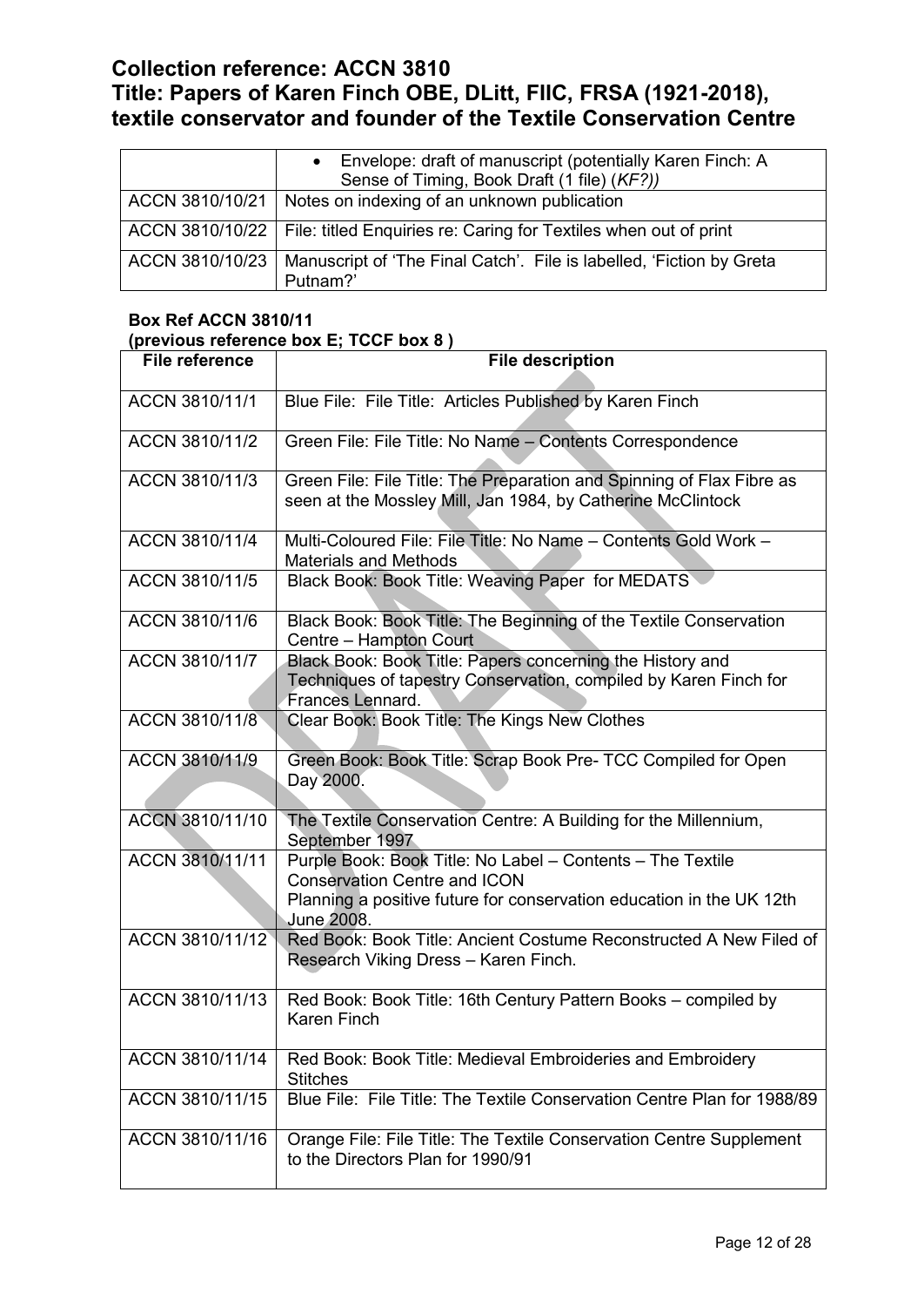## Collection reference: ACCN 3810
## Title: Papers of Karen Finch OBE, DLitt, FIIC, FRSA (1921-2018), textile conservator and founder of the Textile Conservation Centre

| | |
|---|---|
| | • Envelope: draft of manuscript (potentially Karen Finch: A Sense of Timing, Book Draft (1 file) (*KF?))* |
| ACCN 3810/10/21 | Notes on indexing of an unknown publication |
| ACCN 3810/10/22 | File: titled Enquiries re: Caring for Textiles when out of print |
| ACCN 3810/10/23 | Manuscript of 'The Final Catch'. File is labelled, 'Fiction by Greta Putnam?' |

**Box Ref ACCN 3810/11**
**(previous reference box E; TCCF box 8 )**

| File reference | File description |
|---|---|
| ACCN 3810/11/1 | Blue File: File Title: Articles Published by Karen Finch |
| ACCN 3810/11/2 | Green File: File Title: No Name – Contents Correspondence |
| ACCN 3810/11/3 | Green File: File Title: The Preparation and Spinning of Flax Fibre as seen at the Mossley Mill, Jan 1984, by Catherine McClintock |
| ACCN 3810/11/4 | Multi-Coloured File: File Title: No Name – Contents Gold Work – Materials and Methods |
| ACCN 3810/11/5 | Black Book: Book Title: Weaving Paper for MEDATS |
| ACCN 3810/11/6 | Black Book: Book Title: The Beginning of the Textile Conservation Centre – Hampton Court |
| ACCN 3810/11/7 | Black Book: Book Title: Papers concerning the History and Techniques of tapestry Conservation, compiled by Karen Finch for Frances Lennard. |
| ACCN 3810/11/8 | Clear Book: Book Title: The Kings New Clothes |
| ACCN 3810/11/9 | Green Book: Book Title: Scrap Book Pre- TCC Compiled for Open Day 2000. |
| ACCN 3810/11/10 | The Textile Conservation Centre: A Building for the Millennium, September 1997 |
| ACCN 3810/11/11 | Purple Book: Book Title: No Label – Contents – The Textile Conservation Centre and ICON<br>Planning a positive future for conservation education in the UK 12th June 2008. |
| ACCN 3810/11/12 | Red Book: Book Title: Ancient Costume Reconstructed A New Filed of Research Viking Dress – Karen Finch. |
| ACCN 3810/11/13 | Red Book: Book Title: 16th Century Pattern Books – compiled by Karen Finch |
| ACCN 3810/11/14 | Red Book: Book Title: Medieval Embroideries and Embroidery Stitches |
| ACCN 3810/11/15 | Blue File: File Title: The Textile Conservation Centre Plan for 1988/89 |
| ACCN 3810/11/16 | Orange File: File Title: The Textile Conservation Centre Supplement to the Directors Plan for 1990/91 |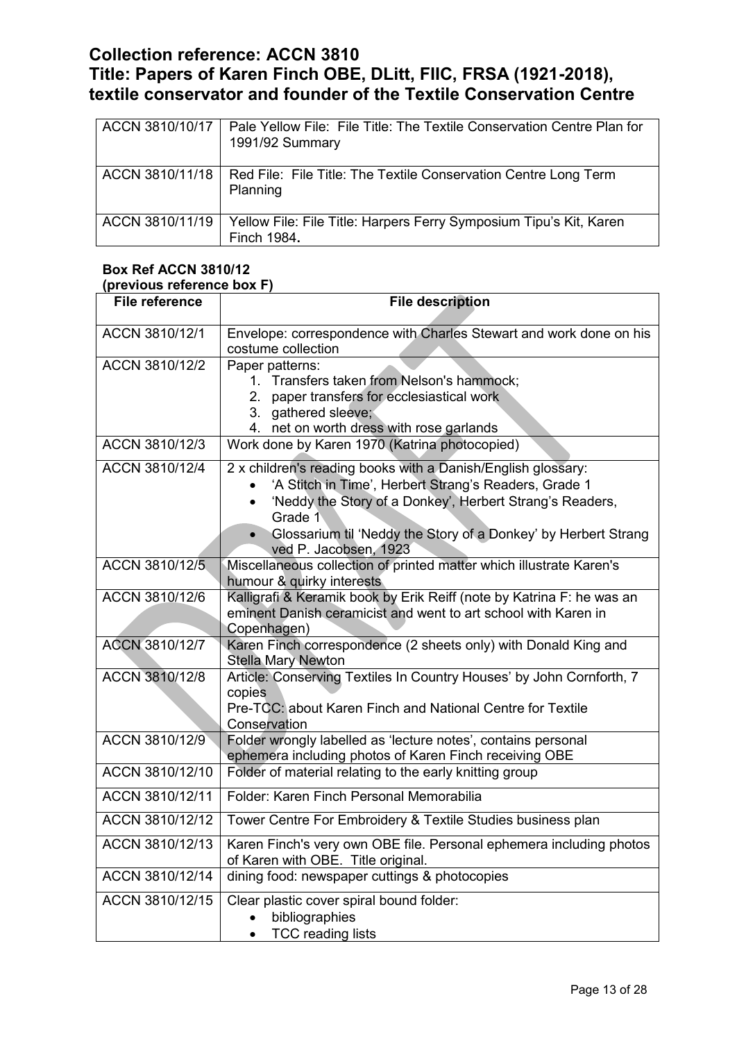## Collection reference: ACCN 3810
## Title: Papers of Karen Finch OBE, DLitt, FIIC, FRSA (1921-2018), textile conservator and founder of the Textile Conservation Centre

| | |
|---|---|
| ACCN 3810/10/17 | Pale Yellow File: File Title: The Textile Conservation Centre Plan for 1991/92 Summary |
| ACCN 3810/11/18 | Red File: File Title: The Textile Conservation Centre Long Term Planning |
| ACCN 3810/11/19 | Yellow File: File Title: Harpers Ferry Symposium Tipu's Kit, Karen Finch 1984**.** |

**Box Ref ACCN 3810/12**
**(previous reference box F)**

| File reference | File description |
|---|---|
| ACCN 3810/12/1 | Envelope: correspondence with Charles Stewart and work done on his costume collection |
| ACCN 3810/12/2 | Paper patterns:<br>1. Transfers taken from Nelson's hammock;<br>2. paper transfers for ecclesiastical work<br>3. gathered sleeve;<br>4. net on worth dress with rose garlands |
| ACCN 3810/12/3 | Work done by Karen 1970 (Katrina photocopied) |
| ACCN 3810/12/4 | 2 x children's reading books with a Danish/English glossary:<br>• 'A Stitch in Time', Herbert Strang's Readers, Grade 1<br>• 'Neddy the Story of a Donkey', Herbert Strang's Readers, Grade 1<br>• Glossarium til 'Neddy the Story of a Donkey' by Herbert Strang ved P. Jacobsen, 1923 |
| ACCN 3810/12/5 | Miscellaneous collection of printed matter which illustrate Karen's humour & quirky interests |
| ACCN 3810/12/6 | Kalligrafi & Keramik book by Erik Reiff (note by Katrina F: he was an eminent Danish ceramicist and went to art school with Karen in Copenhagen) |
| ACCN 3810/12/7 | Karen Finch correspondence (2 sheets only) with Donald King and Stella Mary Newton |
| ACCN 3810/12/8 | Article: Conserving Textiles In Country Houses' by John Cornforth, 7 copies<br>Pre-TCC: about Karen Finch and National Centre for Textile Conservation |
| ACCN 3810/12/9 | Folder wrongly labelled as 'lecture notes', contains personal ephemera including photos of Karen Finch receiving OBE |
| ACCN 3810/12/10 | Folder of material relating to the early knitting group |
| ACCN 3810/12/11 | Folder: Karen Finch Personal Memorabilia |
| ACCN 3810/12/12 | Tower Centre For Embroidery & Textile Studies business plan |
| ACCN 3810/12/13 | Karen Finch's very own OBE file. Personal ephemera including photos of Karen with OBE. Title original. |
| ACCN 3810/12/14 | dining food: newspaper cuttings & photocopies |
| ACCN 3810/12/15 | Clear plastic cover spiral bound folder:<br>• bibliographies<br>• TCC reading lists |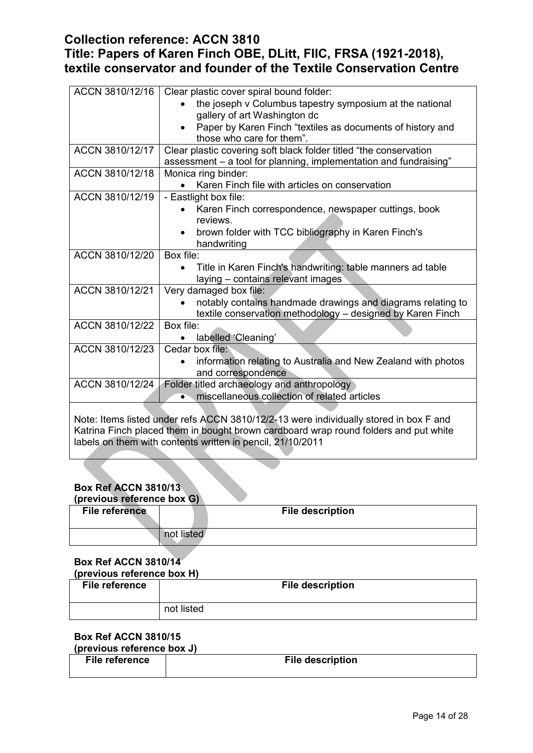## Collection reference: ACCN 3810
## Title: Papers of Karen Finch OBE, DLitt, FIIC, FRSA (1921-2018), textile conservator and founder of the Textile Conservation Centre

| | |
|---|---|
| ACCN 3810/12/16 | Clear plastic cover spiral bound folder:<br>• the joseph v Columbus tapestry symposium at the national gallery of art Washington dc<br>• Paper by Karen Finch "textiles as documents of history and those who care for them". |
| ACCN 3810/12/17 | Clear plastic covering soft black folder titled "the conservation assessment – a tool for planning, implementation and fundraising" |
| ACCN 3810/12/18 | Monica ring binder:<br>• Karen Finch file with articles on conservation |
| ACCN 3810/12/19 | - Eastlight box file:<br>• Karen Finch correspondence, newspaper cuttings, book reviews.<br>• brown folder with TCC bibliography in Karen Finch's handwriting |
| ACCN 3810/12/20 | Box file:<br>• Title in Karen Finch's handwriting: table manners ad table laying – contains relevant images |
| ACCN 3810/12/21 | Very damaged box file:<br>• notably contains handmade drawings and diagrams relating to textile conservation methodology – designed by Karen Finch |
| ACCN 3810/12/22 | Box file:<br>• labelled 'Cleaning' |
| ACCN 3810/12/23 | Cedar box file:<br>• information relating to Australia and New Zealand with photos and correspondence |
| ACCN 3810/12/24 | Folder titled archaeology and anthropology<br>• miscellaneous collection of related articles |

Note: Items listed under refs ACCN 3810/12/2-13 were individually stored in box F and Katrina Finch placed them in bought brown cardboard wrap round folders and put white labels on them with contents written in pencil, 21/10/2011

**Box Ref ACCN 3810/13**
**(previous reference box G)**

| File reference | File description |
|---|---|
| | not listed |

**Box Ref ACCN 3810/14**
**(previous reference box H)**

| File reference | File description |
|---|---|
| | not listed |

**Box Ref ACCN 3810/15**
**(previous reference box J)**

| File reference | File description |
|---|---|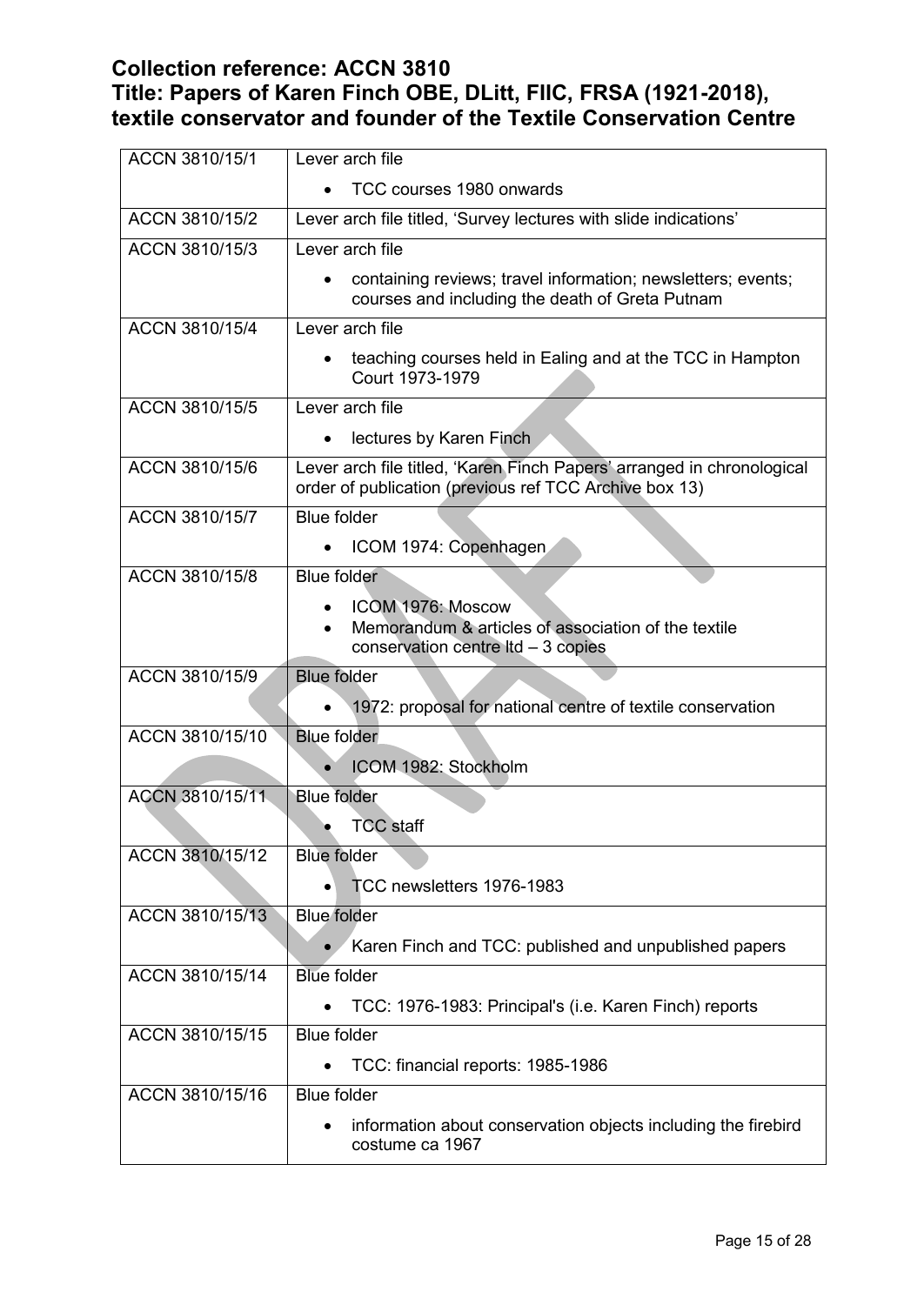## Collection reference: ACCN 3810
## Title: Papers of Karen Finch OBE, DLitt, FIIC, FRSA (1921-2018), textile conservator and founder of the Textile Conservation Centre

| | |
|---|---|
| ACCN 3810/15/1 | Lever arch file<br>• TCC courses 1980 onwards |
| ACCN 3810/15/2 | Lever arch file titled, 'Survey lectures with slide indications' |
| ACCN 3810/15/3 | Lever arch file<br>• containing reviews; travel information; newsletters; events; courses and including the death of Greta Putnam |
| ACCN 3810/15/4 | Lever arch file<br>• teaching courses held in Ealing and at the TCC in Hampton Court 1973-1979 |
| ACCN 3810/15/5 | Lever arch file<br>• lectures by Karen Finch |
| ACCN 3810/15/6 | Lever arch file titled, 'Karen Finch Papers' arranged in chronological order of publication (previous ref TCC Archive box 13) |
| ACCN 3810/15/7 | Blue folder<br>• ICOM 1974: Copenhagen |
| ACCN 3810/15/8 | Blue folder<br>• ICOM 1976: Moscow<br>• Memorandum & articles of association of the textile conservation centre ltd – 3 copies |
| ACCN 3810/15/9 | Blue folder<br>• 1972: proposal for national centre of textile conservation |
| ACCN 3810/15/10 | Blue folder<br>• ICOM 1982: Stockholm |
| ACCN 3810/15/11 | Blue folder<br>• TCC staff |
| ACCN 3810/15/12 | Blue folder<br>• TCC newsletters 1976-1983 |
| ACCN 3810/15/13 | Blue folder<br>• Karen Finch and TCC: published and unpublished papers |
| ACCN 3810/15/14 | Blue folder<br>• TCC: 1976-1983: Principal's (i.e. Karen Finch) reports |
| ACCN 3810/15/15 | Blue folder<br>• TCC: financial reports: 1985-1986 |
| ACCN 3810/15/16 | Blue folder<br>• information about conservation objects including the firebird costume ca 1967 |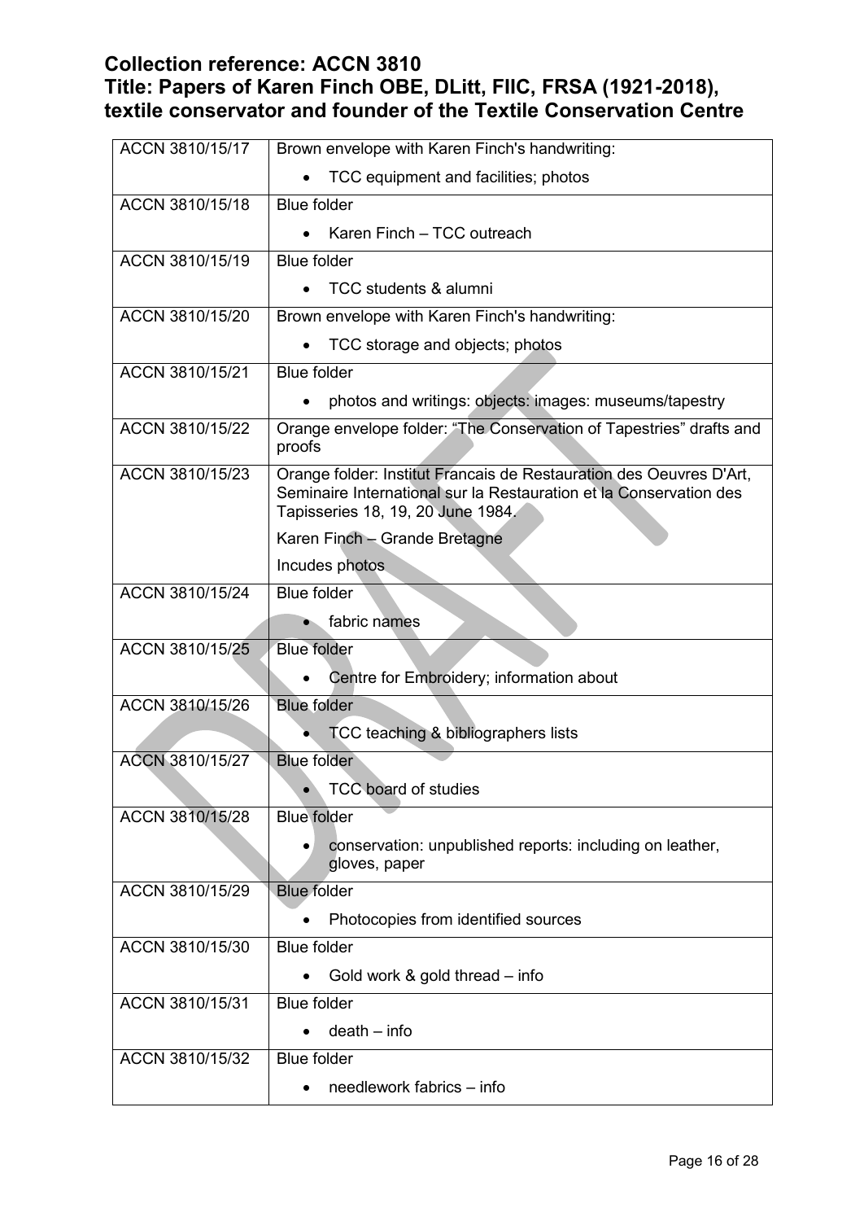# Collection reference: ACCN 3810
# Title: Papers of Karen Finch OBE, DLitt, FIIC, FRSA (1921-2018), textile conservator and founder of the Textile Conservation Centre

| | |
|---|---|
| ACCN 3810/15/17 | Brown envelope with Karen Finch's handwriting:<br>• TCC equipment and facilities; photos |
| ACCN 3810/15/18 | Blue folder<br>• Karen Finch – TCC outreach |
| ACCN 3810/15/19 | Blue folder<br>• TCC students & alumni |
| ACCN 3810/15/20 | Brown envelope with Karen Finch's handwriting:<br>• TCC storage and objects; photos |
| ACCN 3810/15/21 | Blue folder<br>• photos and writings: objects: images: museums/tapestry |
| ACCN 3810/15/22 | Orange envelope folder: "The Conservation of Tapestries" drafts and proofs |
| ACCN 3810/15/23 | Orange folder: Institut Francais de Restauration des Oeuvres D'Art, Seminaire International sur la Restauration et la Conservation des Tapisseries 18, 19, 20 June 1984.<br>Karen Finch – Grande Bretagne<br>Incudes photos |
| ACCN 3810/15/24 | Blue folder<br>• fabric names |
| ACCN 3810/15/25 | Blue folder<br>• Centre for Embroidery; information about |
| ACCN 3810/15/26 | Blue folder<br>• TCC teaching & bibliographers lists |
| ACCN 3810/15/27 | Blue folder<br>• TCC board of studies |
| ACCN 3810/15/28 | Blue folder<br>• conservation: unpublished reports: including on leather, gloves, paper |
| ACCN 3810/15/29 | Blue folder<br>• Photocopies from identified sources |
| ACCN 3810/15/30 | Blue folder<br>• Gold work & gold thread – info |
| ACCN 3810/15/31 | Blue folder<br>• death – info |
| ACCN 3810/15/32 | Blue folder<br>• needlework fabrics – info |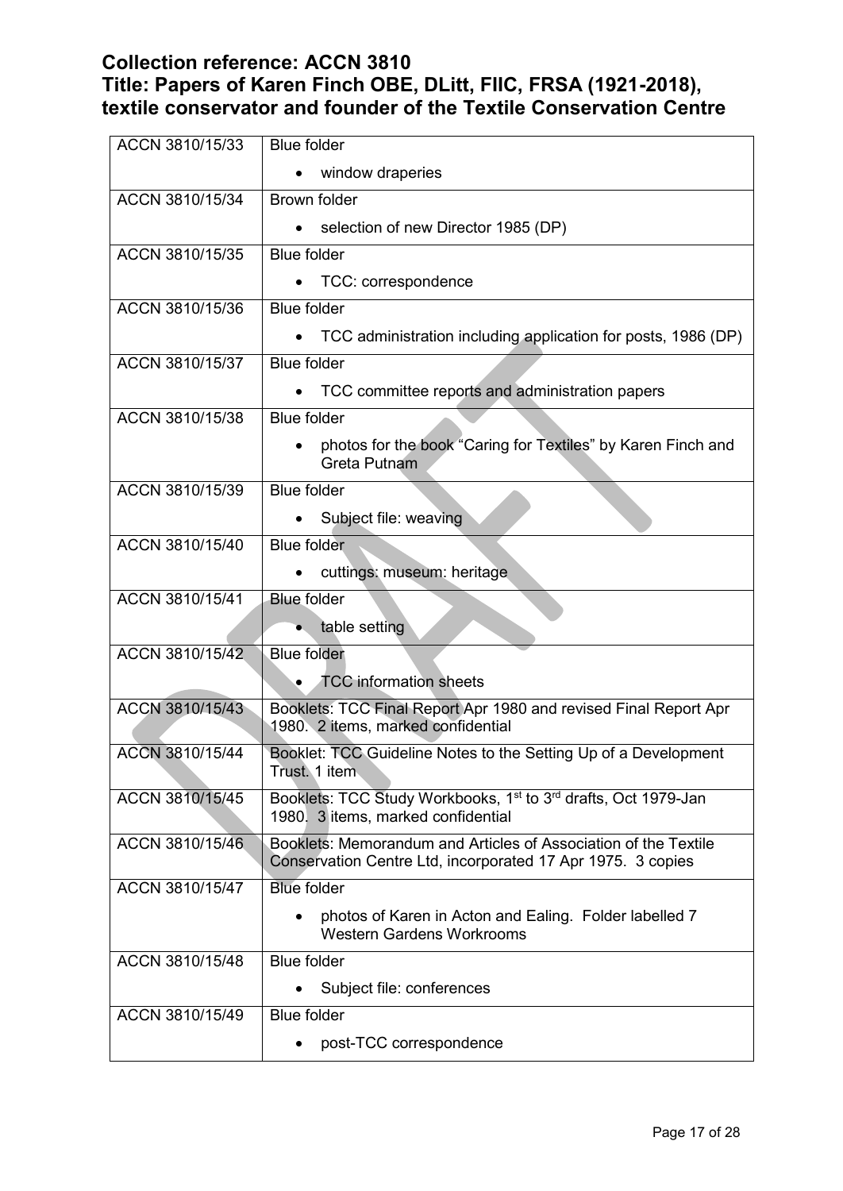## Collection reference: ACCN 3810
## Title: Papers of Karen Finch OBE, DLitt, FIIC, FRSA (1921-2018), textile conservator and founder of the Textile Conservation Centre

| | |
|---|---|
| ACCN 3810/15/33 | Blue folder<br>• window draperies |
| ACCN 3810/15/34 | Brown folder<br>• selection of new Director 1985 (DP) |
| ACCN 3810/15/35 | Blue folder<br>• TCC: correspondence |
| ACCN 3810/15/36 | Blue folder<br>• TCC administration including application for posts, 1986 (DP) |
| ACCN 3810/15/37 | Blue folder<br>• TCC committee reports and administration papers |
| ACCN 3810/15/38 | Blue folder<br>• photos for the book "Caring for Textiles" by Karen Finch and Greta Putnam |
| ACCN 3810/15/39 | Blue folder<br>• Subject file: weaving |
| ACCN 3810/15/40 | Blue folder<br>• cuttings: museum: heritage |
| ACCN 3810/15/41 | Blue folder<br>• table setting |
| ACCN 3810/15/42 | Blue folder<br>• TCC information sheets |
| ACCN 3810/15/43 | Booklets: TCC Final Report Apr 1980 and revised Final Report Apr 1980. 2 items, marked confidential |
| ACCN 3810/15/44 | Booklet: TCC Guideline Notes to the Setting Up of a Development Trust. 1 item |
| ACCN 3810/15/45 | Booklets: TCC Study Workbooks, 1st to 3rd drafts, Oct 1979-Jan 1980. 3 items, marked confidential |
| ACCN 3810/15/46 | Booklets: Memorandum and Articles of Association of the Textile Conservation Centre Ltd, incorporated 17 Apr 1975. 3 copies |
| ACCN 3810/15/47 | Blue folder<br>• photos of Karen in Acton and Ealing. Folder labelled 7 Western Gardens Workrooms |
| ACCN 3810/15/48 | Blue folder<br>• Subject file: conferences |
| ACCN 3810/15/49 | Blue folder<br>• post-TCC correspondence |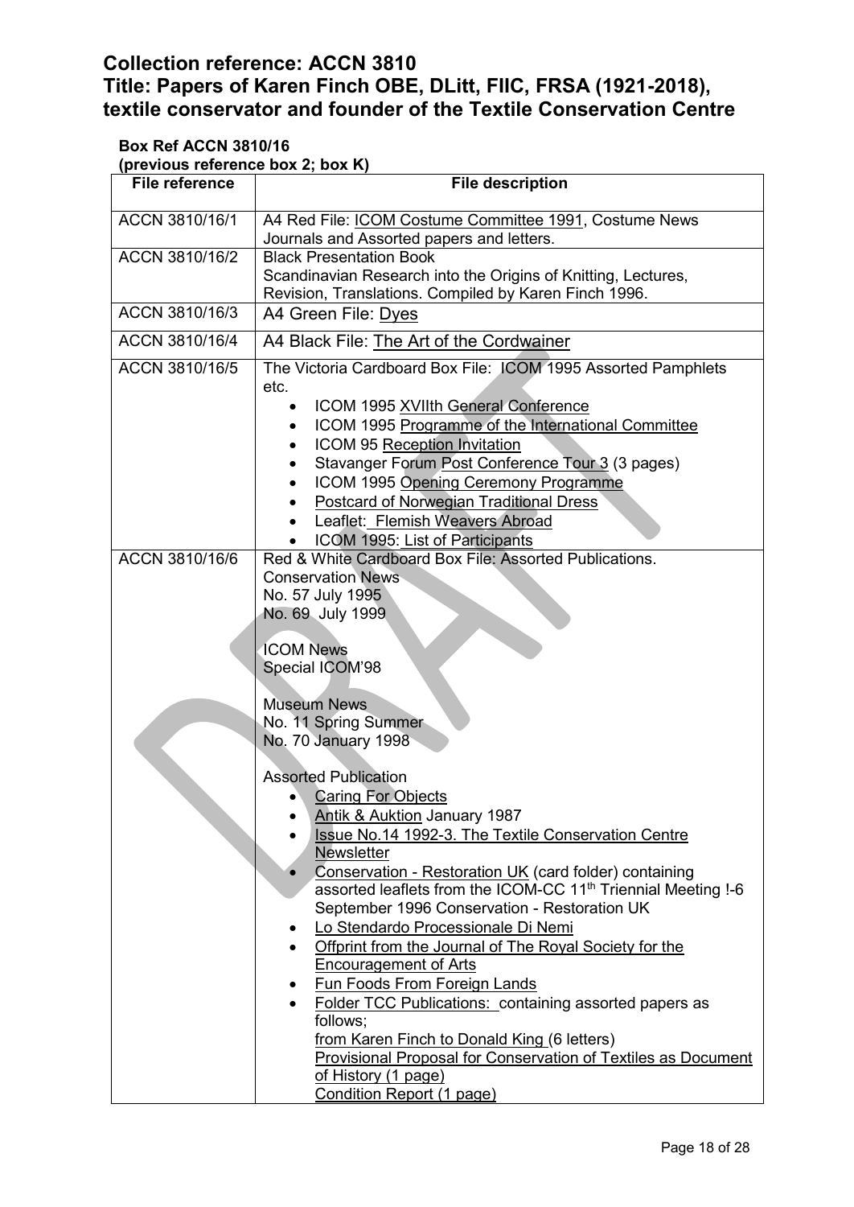# Collection reference: ACCN 3810
# Title: Papers of Karen Finch OBE, DLitt, FIIC, FRSA (1921-2018), textile conservator and founder of the Textile Conservation Centre

**Box Ref ACCN 3810/16**
**(previous reference box 2; box K)**

| File reference | File description |
|---|---|
| ACCN 3810/16/1 | A4 Red File: ICOM Costume Committee 1991, Costume News Journals and Assorted papers and letters. |
| ACCN 3810/16/2 | Black Presentation Book<br>Scandinavian Research into the Origins of Knitting, Lectures, Revision, Translations. Compiled by Karen Finch 1996. |
| ACCN 3810/16/3 | A4 Green File: Dyes |
| ACCN 3810/16/4 | A4 Black File: The Art of the Cordwainer |
| ACCN 3810/16/5 | The Victoria Cardboard Box File: ICOM 1995 Assorted Pamphlets etc.<br>• ICOM 1995 XVIIth General Conference<br>• ICOM 1995 Programme of the International Committee<br>• ICOM 95 Reception Invitation<br>• Stavanger Forum Post Conference Tour 3 (3 pages)<br>• ICOM 1995 Opening Ceremony Programme<br>• Postcard of Norwegian Traditional Dress<br>• Leaflet: Flemish Weavers Abroad<br>• ICOM 1995: List of Participants |
| ACCN 3810/16/6 | Red & White Cardboard Box File: Assorted Publications.<br>Conservation News<br>No. 57 July 1995<br>No. 69 July 1999<br><br>ICOM News<br>Special ICOM'98<br><br>Museum News<br>No. 11 Spring Summer<br>No. 70 January 1998<br><br>Assorted Publication<br>• Caring For Objects<br>• Antik & Auktion January 1987<br>• Issue No.14 1992-3. The Textile Conservation Centre Newsletter<br>• Conservation - Restoration UK (card folder) containing assorted leaflets from the ICOM-CC 11th Triennial Meeting !-6 September 1996 Conservation - Restoration UK<br>• Lo Stendardo Processionale Di Nemi<br>• Offprint from the Journal of The Royal Society for the Encouragement of Arts<br>• Fun Foods From Foreign Lands<br>• Folder TCC Publications: containing assorted papers as follows;<br>from Karen Finch to Donald King (6 letters)<br>Provisional Proposal for Conservation of Textiles as Document of History (1 page)<br>Condition Report (1 page) |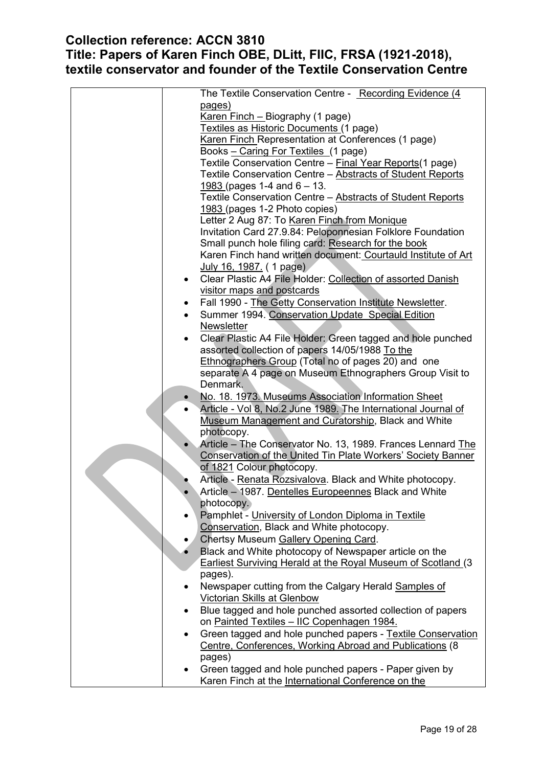**Collection reference: ACCN 3810**
**Title: Papers of Karen Finch OBE, DLitt, FIIC, FRSA (1921-2018), textile conservator and founder of the Textile Conservation Centre**

| | |
|---|---|
| | The Textile Conservation Centre - Recording Evidence (4 pages)<br>Karen Finch – Biography (1 page)<br>Textiles as Historic Documents (1 page)<br>Karen Finch Representation at Conferences (1 page)<br>Books – Caring For Textiles (1 page)<br>Textile Conservation Centre – Final Year Reports(1 page)<br>Textile Conservation Centre – Abstracts of Student Reports 1983 (pages 1-4 and 6 – 13.<br>Textile Conservation Centre – Abstracts of Student Reports 1983 (pages 1-2 Photo copies)<br>Letter 2 Aug 87: To Karen Finch from Monique<br>Invitation Card 27.9.84: Peloponnesian Folklore Foundation<br>Small punch hole filing card: Research for the book<br>Karen Finch hand written document: Courtauld Institute of Art July 16, 1987. ( 1 page)<br>• Clear Plastic A4 File Holder: Collection of assorted Danish visitor maps and postcards<br>• Fall 1990 - The Getty Conservation Institute Newsletter.<br>• Summer 1994. Conservation Update Special Edition Newsletter<br>• Clear Plastic A4 File Holder: Green tagged and hole punched assorted collection of papers 14/05/1988 To the Ethnographers Group (Total no of pages 20) and one separate A 4 page on Museum Ethnographers Group Visit to Denmark.<br>• No. 18. 1973. Museums Association Information Sheet<br>• Article - Vol 8, No.2 June 1989. The International Journal of Museum Management and Curatorship, Black and White photocopy.<br>• Article – The Conservator No. 13, 1989. Frances Lennard The Conservation of the United Tin Plate Workers' Society Banner of 1821 Colour photocopy.<br>• Article - Renata Rozsivalova. Black and White photocopy.<br>• Article – 1987. Dentelles Europeennes Black and White photocopy.<br>• Pamphlet - University of London Diploma in Textile Conservation, Black and White photocopy.<br>• Chertsy Museum Gallery Opening Card.<br>• Black and White photocopy of Newspaper article on the Earliest Surviving Herald at the Royal Museum of Scotland (3 pages).<br>• Newspaper cutting from the Calgary Herald Samples of Victorian Skills at Glenbow<br>• Blue tagged and hole punched assorted collection of papers on Painted Textiles – IIC Copenhagen 1984.<br>• Green tagged and hole punched papers - Textile Conservation Centre, Conferences, Working Abroad and Publications (8 pages)<br>• Green tagged and hole punched papers - Paper given by Karen Finch at the International Conference on the |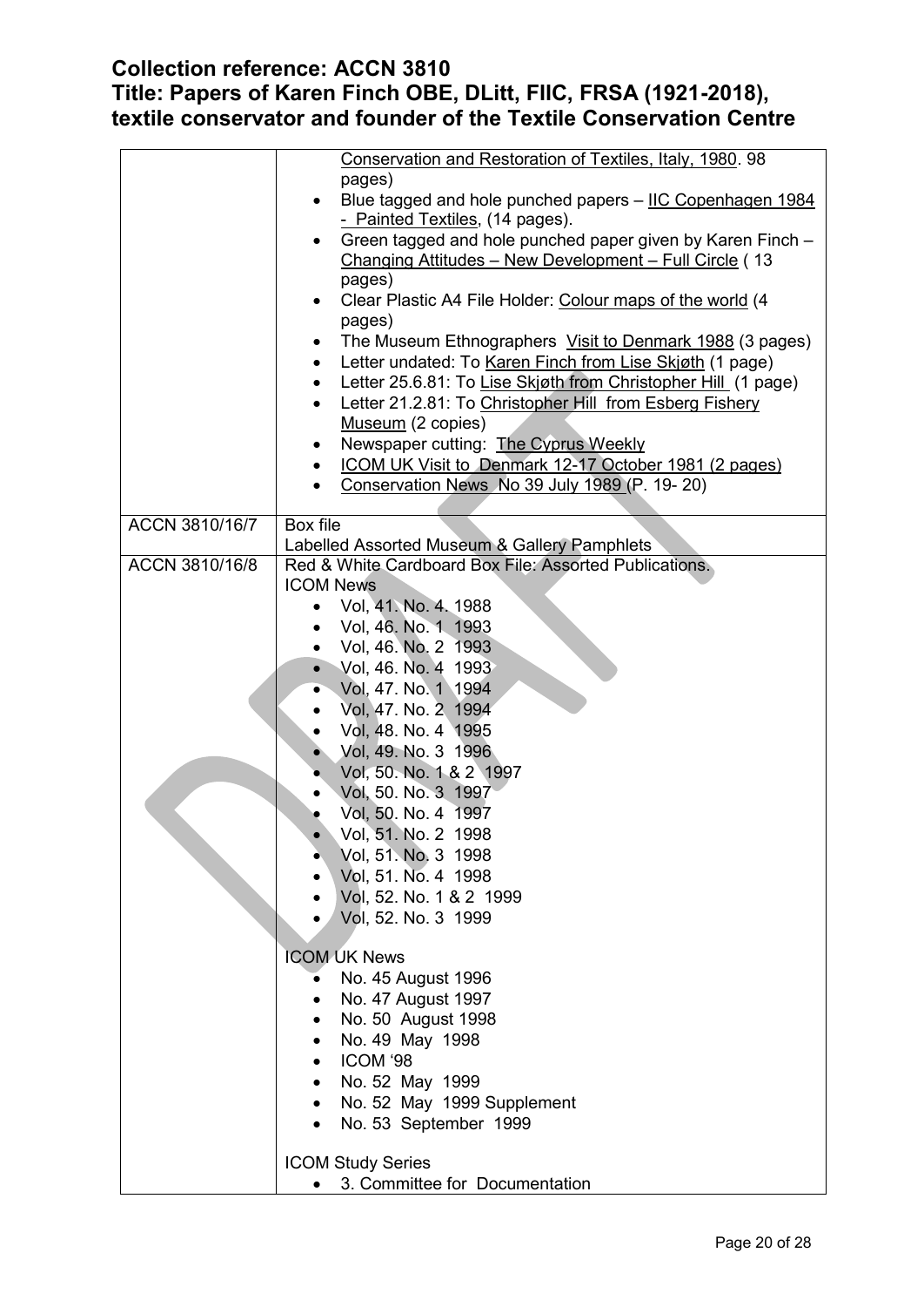**Collection reference: ACCN 3810**
**Title: Papers of Karen Finch OBE, DLitt, FIIC, FRSA (1921-2018), textile conservator and founder of the Textile Conservation Centre**

| | |
|---|---|
| | Conservation and Restoration of Textiles, Italy, 1980. 98 pages)<br>• Blue tagged and hole punched papers – IIC Copenhagen 1984 - Painted Textiles, (14 pages).<br>• Green tagged and hole punched paper given by Karen Finch – Changing Attitudes – New Development – Full Circle ( 13 pages)<br>• Clear Plastic A4 File Holder: Colour maps of the world (4 pages)<br>• The Museum Ethnographers Visit to Denmark 1988 (3 pages)<br>• Letter undated: To Karen Finch from Lise Skjøth (1 page)<br>• Letter 25.6.81: To Lise Skjøth from Christopher Hill (1 page)<br>• Letter 21.2.81: To Christopher Hill from Esberg Fishery Museum (2 copies)<br>• Newspaper cutting: The Cyprus Weekly<br>• ICOM UK Visit to Denmark 12-17 October 1981 (2 pages)<br>• Conservation News No 39 July 1989 (P. 19- 20) |
| ACCN 3810/16/7 | Box file<br>Labelled Assorted Museum & Gallery Pamphlets |
| ACCN 3810/16/8 | Red & White Cardboard Box File: Assorted Publications.<br>ICOM News<br>• Vol, 41. No. 4. 1988<br>• Vol, 46. No. 1 1993<br>• Vol, 46. No. 2 1993<br>• Vol, 46. No. 4 1993<br>• Vol, 47. No. 1 1994<br>• Vol, 47. No. 2 1994<br>• Vol, 48. No. 4 1995<br>• Vol, 49. No. 3 1996<br>• Vol, 50. No. 1 & 2 1997<br>• Vol, 50. No. 3 1997<br>• Vol, 50. No. 4 1997<br>• Vol, 51. No. 2 1998<br>• Vol, 51. No. 3 1998<br>• Vol, 51. No. 4 1998<br>• Vol, 52. No. 1 & 2 1999<br>• Vol, 52. No. 3 1999<br><br>ICOM UK News<br>• No. 45 August 1996<br>• No. 47 August 1997<br>• No. 50 August 1998<br>• No. 49 May 1998<br>• ICOM '98<br>• No. 52 May 1999<br>• No. 52 May 1999 Supplement<br>• No. 53 September 1999<br><br>ICOM Study Series<br>• 3. Committee for Documentation |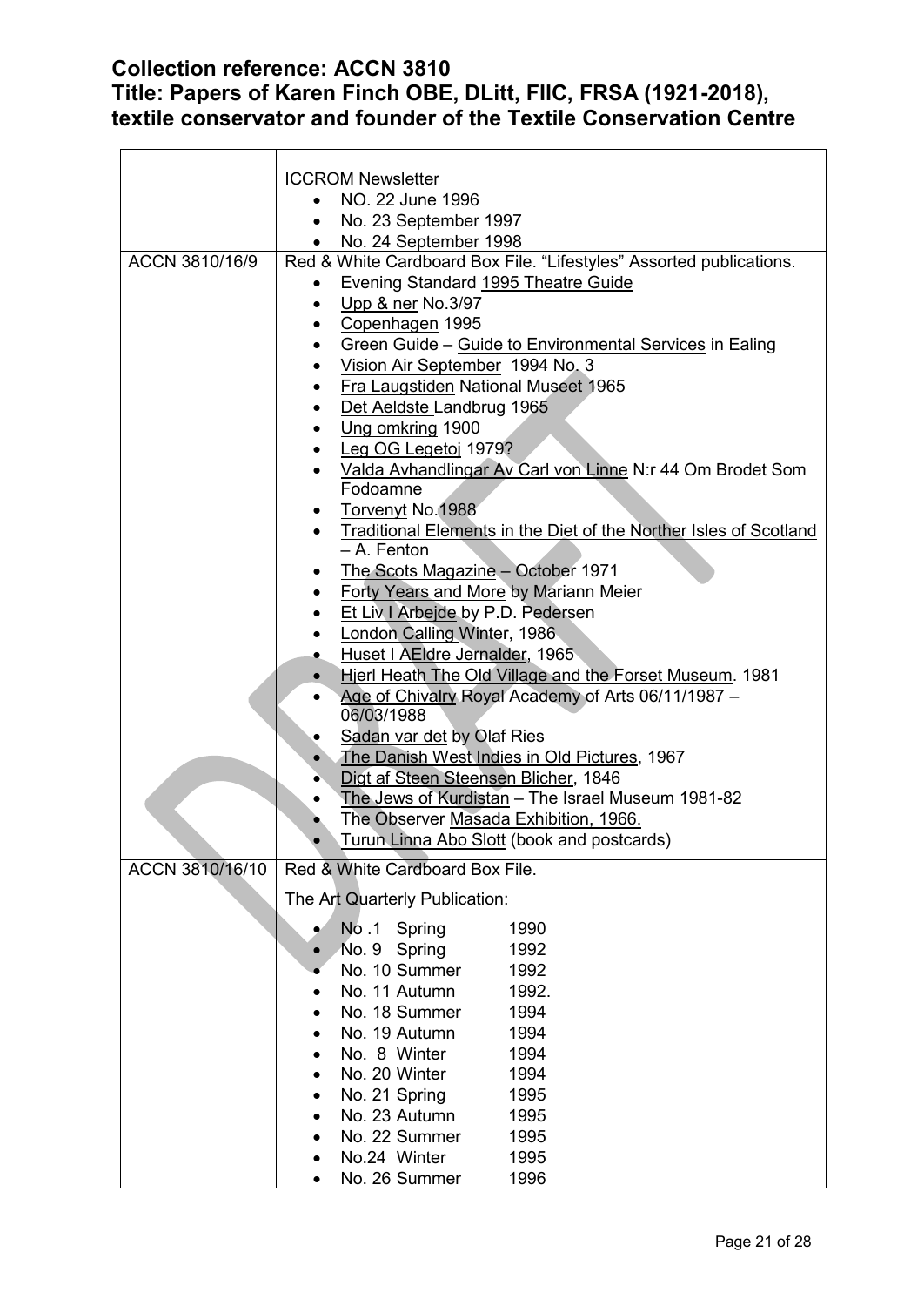## Collection reference: ACCN 3810
## Title: Papers of Karen Finch OBE, DLitt, FIIC, FRSA (1921-2018), textile conservator and founder of the Textile Conservation Centre

| | |
|---|---|
| | ICCROM Newsletter<br>• NO. 22 June 1996<br>• No. 23 September 1997<br>• No. 24 September 1998 |
| ACCN 3810/16/9 | Red & White Cardboard Box File. "Lifestyles" Assorted publications.<br>• Evening Standard 1995 Theatre Guide<br>• Upp & ner No.3/97<br>• Copenhagen 1995<br>• Green Guide – Guide to Environmental Services in Ealing<br>• Vision Air September 1994 No. 3<br>• Fra Laugstiden National Museet 1965<br>• Det Aeldste Landbrug 1965<br>• Ung omkring 1900<br>• Leg OG Legetoj 1979?<br>• Valda Avhandlingar Av Carl von Linne N:r 44 Om Brodet Som Fodoamne<br>• Torvenyt No.1988<br>• Traditional Elements in the Diet of the Norther Isles of Scotland – A. Fenton<br>• The Scots Magazine – October 1971<br>• Forty Years and More by Mariann Meier<br>• Et Liv I Arbejde by P.D. Pedersen<br>• London Calling Winter, 1986<br>• Huset I AEldre Jernalder, 1965<br>• Hjerl Heath The Old Village and the Forset Museum. 1981<br>• Age of Chivalry Royal Academy of Arts 06/11/1987 – 06/03/1988<br>• Sadan var det by Olaf Ries<br>• The Danish West Indies in Old Pictures, 1967<br>• Digt af Steen Steensen Blicher, 1846<br>• The Jews of Kurdistan – The Israel Museum 1981-82<br>• The Observer Masada Exhibition, 1966.<br>• Turun Linna Abo Slott (book and postcards) |
| ACCN 3810/16/10 | Red & White Cardboard Box File.<br>The Art Quarterly Publication:<br>• No .1 Spring 1990<br>• No. 9 Spring 1992<br>• No. 10 Summer 1992<br>• No. 11 Autumn 1992.<br>• No. 18 Summer 1994<br>• No. 19 Autumn 1994<br>• No. 8 Winter 1994<br>• No. 20 Winter 1994<br>• No. 21 Spring 1995<br>• No. 23 Autumn 1995<br>• No. 22 Summer 1995<br>• No.24 Winter 1995<br>• No. 26 Summer 1996 |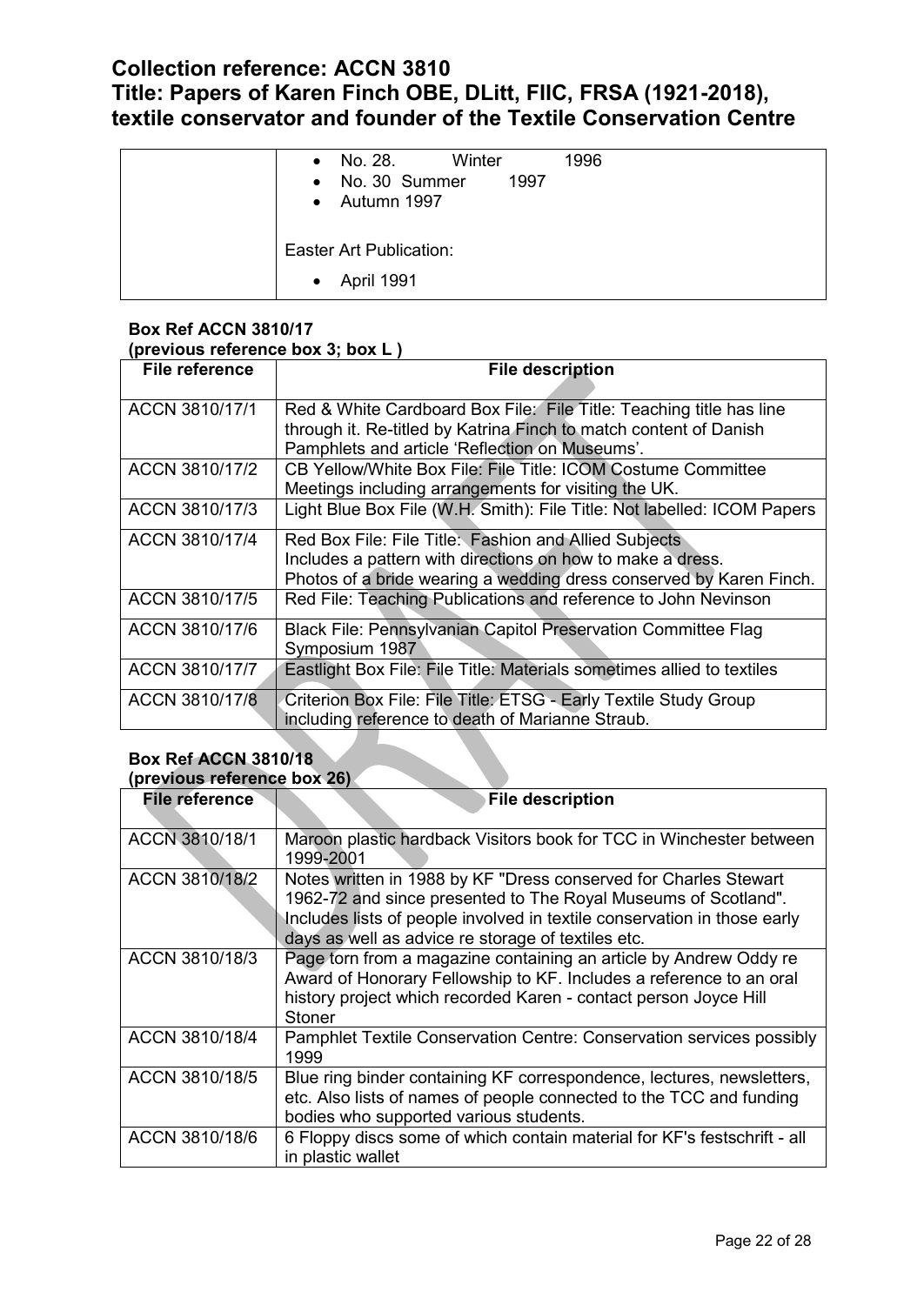| | • No. 28. Winter 1996<br>• No. 30 Summer 1997<br>• Autumn 1997<br><br>Easter Art Publication:<br>• April 1991 |
|---|---|

**Box Ref ACCN 3810/17**
**(previous reference box 3; box L )**

| File reference | File description |
|---|---|
| ACCN 3810/17/1 | Red & White Cardboard Box File: File Title: Teaching title has line through it. Re-titled by Katrina Finch to match content of Danish Pamphlets and article 'Reflection on Museums'. |
| ACCN 3810/17/2 | CB Yellow/White Box File: File Title: ICOM Costume Committee Meetings including arrangements for visiting the UK. |
| ACCN 3810/17/3 | Light Blue Box File (W.H. Smith): File Title: Not labelled: ICOM Papers |
| ACCN 3810/17/4 | Red Box File: File Title: Fashion and Allied Subjects<br>Includes a pattern with directions on how to make a dress.<br>Photos of a bride wearing a wedding dress conserved by Karen Finch. |
| ACCN 3810/17/5 | Red File: Teaching Publications and reference to John Nevinson |
| ACCN 3810/17/6 | Black File: Pennsylvanian Capitol Preservation Committee Flag Symposium 1987 |
| ACCN 3810/17/7 | Eastlight Box File: File Title: Materials sometimes allied to textiles |
| ACCN 3810/17/8 | Criterion Box File: File Title: ETSG - Early Textile Study Group including reference to death of Marianne Straub. |

**Box Ref ACCN 3810/18**
**(previous reference box 26)**

| File reference | File description |
|---|---|
| ACCN 3810/18/1 | Maroon plastic hardback Visitors book for TCC in Winchester between 1999-2001 |
| ACCN 3810/18/2 | Notes written in 1988 by KF "Dress conserved for Charles Stewart 1962-72 and since presented to The Royal Museums of Scotland". Includes lists of people involved in textile conservation in those early days as well as advice re storage of textiles etc. |
| ACCN 3810/18/3 | Page torn from a magazine containing an article by Andrew Oddy re Award of Honorary Fellowship to KF. Includes a reference to an oral history project which recorded Karen - contact person Joyce Hill Stoner |
| ACCN 3810/18/4 | Pamphlet Textile Conservation Centre: Conservation services possibly 1999 |
| ACCN 3810/18/5 | Blue ring binder containing KF correspondence, lectures, newsletters, etc. Also lists of names of people connected to the TCC and funding bodies who supported various students. |
| ACCN 3810/18/6 | 6 Floppy discs some of which contain material for KF's festschrift - all in plastic wallet |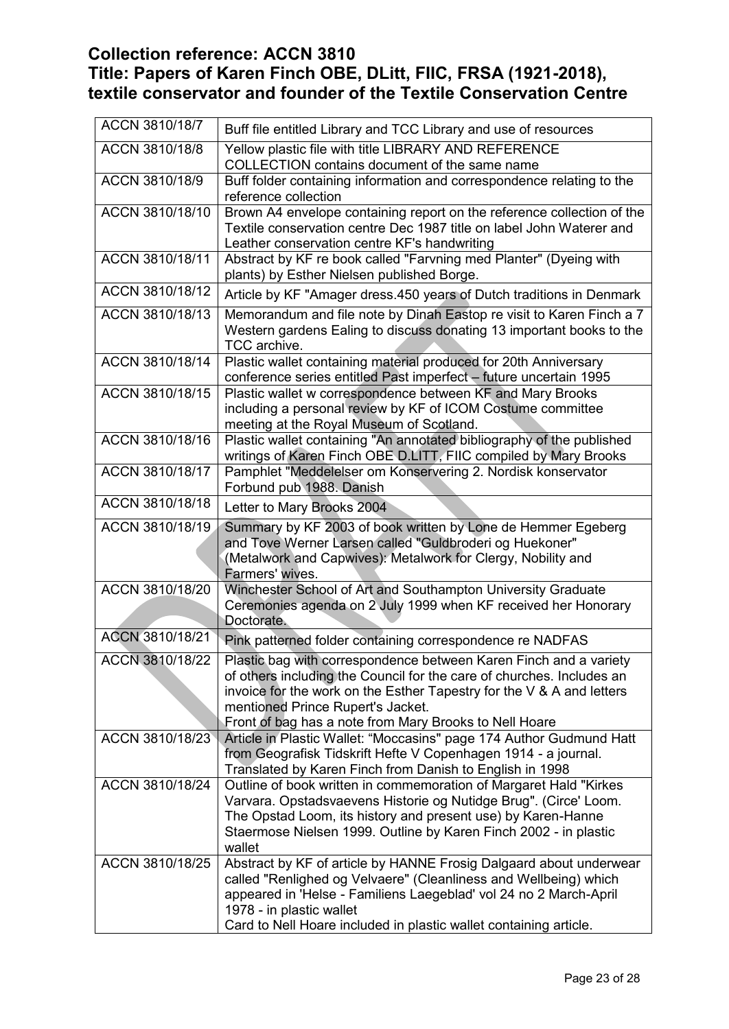## Collection reference: ACCN 3810
## Title: Papers of Karen Finch OBE, DLitt, FIIC, FRSA (1921-2018), textile conservator and founder of the Textile Conservation Centre

| | |
|---|---|
| ACCN 3810/18/7 | Buff file entitled Library and TCC Library and use of resources |
| ACCN 3810/18/8 | Yellow plastic file with title LIBRARY AND REFERENCE COLLECTION contains document of the same name |
| ACCN 3810/18/9 | Buff folder containing information and correspondence relating to the reference collection |
| ACCN 3810/18/10 | Brown A4 envelope containing report on the reference collection of the Textile conservation centre Dec 1987 title on label John Waterer and Leather conservation centre KF's handwriting |
| ACCN 3810/18/11 | Abstract by KF re book called "Farvning med Planter" (Dyeing with plants) by Esther Nielsen published Borge. |
| ACCN 3810/18/12 | Article by KF "Amager dress.450 years of Dutch traditions in Denmark |
| ACCN 3810/18/13 | Memorandum and file note by Dinah Eastop re visit to Karen Finch a 7 Western gardens Ealing to discuss donating 13 important books to the TCC archive. |
| ACCN 3810/18/14 | Plastic wallet containing material produced for 20th Anniversary conference series entitled Past imperfect – future uncertain 1995 |
| ACCN 3810/18/15 | Plastic wallet w correspondence between KF and Mary Brooks including a personal review by KF of ICOM Costume committee meeting at the Royal Museum of Scotland. |
| ACCN 3810/18/16 | Plastic wallet containing "An annotated bibliography of the published writings of Karen Finch OBE D.LITT, FIIC compiled by Mary Brooks |
| ACCN 3810/18/17 | Pamphlet "Meddelelser om Konservering 2. Nordisk konservator Forbund pub 1988. Danish |
| ACCN 3810/18/18 | Letter to Mary Brooks 2004 |
| ACCN 3810/18/19 | Summary by KF 2003 of book written by Lone de Hemmer Egeberg and Tove Werner Larsen called "Guldbroderi og Huekoner" (Metalwork and Capwives): Metalwork for Clergy, Nobility and Farmers' wives. |
| ACCN 3810/18/20 | Winchester School of Art and Southampton University Graduate Ceremonies agenda on 2 July 1999 when KF received her Honorary Doctorate. |
| ACCN 3810/18/21 | Pink patterned folder containing correspondence re NADFAS |
| ACCN 3810/18/22 | Plastic bag with correspondence between Karen Finch and a variety of others including the Council for the care of churches. Includes an invoice for the work on the Esther Tapestry for the V & A and letters mentioned Prince Rupert's Jacket.<br>Front of bag has a note from Mary Brooks to Nell Hoare |
| ACCN 3810/18/23 | Article in Plastic Wallet: "Moccasins" page 174 Author Gudmund Hatt from Geografisk Tidskrift Hefte V Copenhagen 1914 - a journal. Translated by Karen Finch from Danish to English in 1998 |
| ACCN 3810/18/24 | Outline of book written in commemoration of Margaret Hald "Kirkes Varvara. Opstadsvaevens Historie og Nutidge Brug". (Circe' Loom. The Opstad Loom, its history and present use) by Karen-Hanne Staermose Nielsen 1999. Outline by Karen Finch 2002 - in plastic wallet |
| ACCN 3810/18/25 | Abstract by KF of article by HANNE Frosig Dalgaard about underwear called "Renlighed og Velvaere" (Cleanliness and Wellbeing) which appeared in 'Helse - Familiens Laegeblad' vol 24 no 2 March-April 1978 - in plastic wallet<br>Card to Nell Hoare included in plastic wallet containing article. |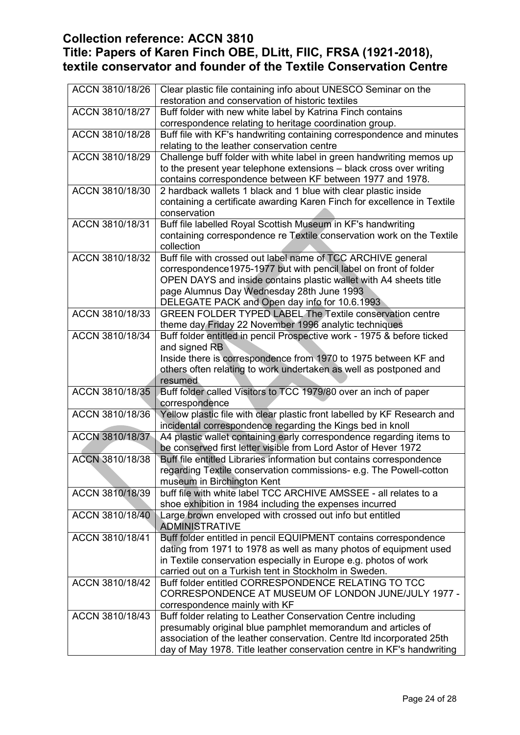## Collection reference: ACCN 3810
## Title: Papers of Karen Finch OBE, DLitt, FIIC, FRSA (1921-2018), textile conservator and founder of the Textile Conservation Centre

| | |
|---|---|
| ACCN 3810/18/26 | Clear plastic file containing info about UNESCO Seminar on the restoration and conservation of historic textiles |
| ACCN 3810/18/27 | Buff folder with new white label by Katrina Finch contains correspondence relating to heritage coordination group. |
| ACCN 3810/18/28 | Buff file with KF's handwriting containing correspondence and minutes relating to the leather conservation centre |
| ACCN 3810/18/29 | Challenge buff folder with white label in green handwriting memos up to the present year telephone extensions – black cross over writing contains correspondence between KF between 1977 and 1978. |
| ACCN 3810/18/30 | 2 hardback wallets 1 black and 1 blue with clear plastic inside containing a certificate awarding Karen Finch for excellence in Textile conservation |
| ACCN 3810/18/31 | Buff file labelled Royal Scottish Museum in KF's handwriting containing correspondence re Textile conservation work on the Textile collection |
| ACCN 3810/18/32 | Buff file with crossed out label name of TCC ARCHIVE general correspondence1975-1977 but with pencil label on front of folder OPEN DAYS and inside contains plastic wallet with A4 sheets title page Alumnus Day Wednesday 28th June 1993 DELEGATE PACK and Open day info for 10.6.1993 |
| ACCN 3810/18/33 | GREEN FOLDER TYPED LABEL The Textile conservation centre theme day Friday 22 November 1996 analytic techniques |
| ACCN 3810/18/34 | Buff folder entitled in pencil Prospective work - 1975 & before ticked and signed RB<br>Inside there is correspondence from 1970 to 1975 between KF and others often relating to work undertaken as well as postponed and resumed |
| ACCN 3810/18/35 | Buff folder called Visitors to TCC 1979/80 over an inch of paper correspondence |
| ACCN 3810/18/36 | Yellow plastic file with clear plastic front labelled by KF Research and incidental correspondence regarding the Kings bed in knoll |
| ACCN 3810/18/37 | A4 plastic wallet containing early correspondence regarding items to be conserved first letter visible from Lord Astor of Hever 1972 |
| ACCN 3810/18/38 | Buff file entitled Libraries information but contains correspondence regarding Textile conservation commissions- e.g. The Powell-cotton museum in Birchington Kent |
| ACCN 3810/18/39 | buff file with white label TCC ARCHIVE AMSSEE - all relates to a shoe exhibition in 1984 including the expenses incurred |
| ACCN 3810/18/40 | Large brown enveloped with crossed out info but entitled ADMINISTRATIVE |
| ACCN 3810/18/41 | Buff folder entitled in pencil EQUIPMENT contains correspondence dating from 1971 to 1978 as well as many photos of equipment used in Textile conservation especially in Europe e.g. photos of work carried out on a Turkish tent in Stockholm in Sweden. |
| ACCN 3810/18/42 | Buff folder entitled CORRESPONDENCE RELATING TO TCC CORRESPONDENCE AT MUSEUM OF LONDON JUNE/JULY 1977 - correspondence mainly with KF |
| ACCN 3810/18/43 | Buff folder relating to Leather Conservation Centre including presumably original blue pamphlet memorandum and articles of association of the leather conservation. Centre ltd incorporated 25th day of May 1978. Title leather conservation centre in KF's handwriting |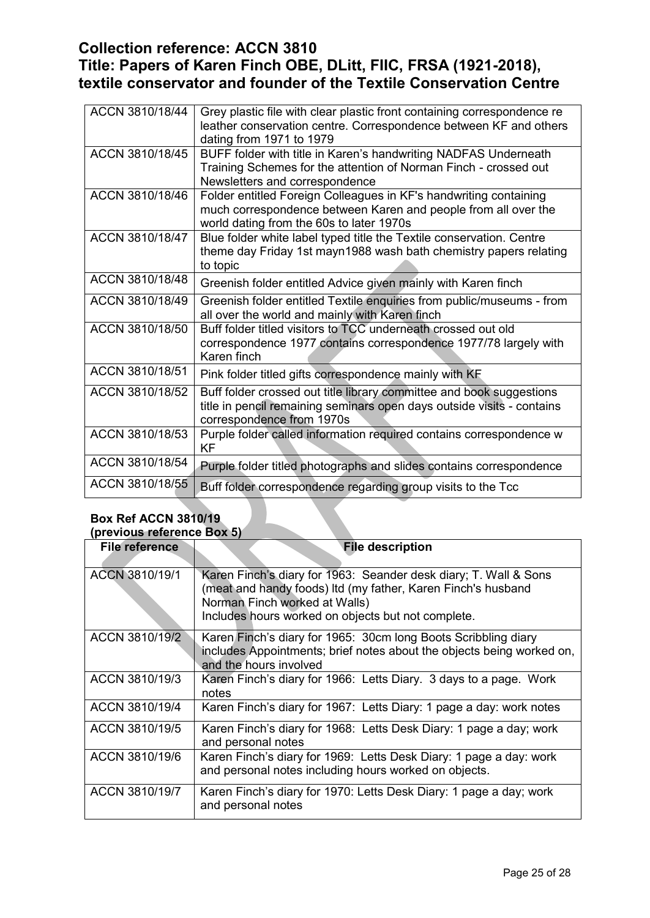## Collection reference: ACCN 3810
## Title: Papers of Karen Finch OBE, DLitt, FIIC, FRSA (1921-2018), textile conservator and founder of the Textile Conservation Centre

| | |
|---|---|
| ACCN 3810/18/44 | Grey plastic file with clear plastic front containing correspondence re leather conservation centre. Correspondence between KF and others dating from 1971 to 1979 |
| ACCN 3810/18/45 | BUFF folder with title in Karen's handwriting NADFAS Underneath Training Schemes for the attention of Norman Finch - crossed out Newsletters and correspondence |
| ACCN 3810/18/46 | Folder entitled Foreign Colleagues in KF's handwriting containing much correspondence between Karen and people from all over the world dating from the 60s to later 1970s |
| ACCN 3810/18/47 | Blue folder white label typed title the Textile conservation. Centre theme day Friday 1st mayn1988 wash bath chemistry papers relating to topic |
| ACCN 3810/18/48 | Greenish folder entitled Advice given mainly with Karen finch |
| ACCN 3810/18/49 | Greenish folder entitled Textile enquiries from public/museums - from all over the world and mainly with Karen finch |
| ACCN 3810/18/50 | Buff folder titled visitors to TCC underneath crossed out old correspondence 1977 contains correspondence 1977/78 largely with Karen finch |
| ACCN 3810/18/51 | Pink folder titled gifts correspondence mainly with KF |
| ACCN 3810/18/52 | Buff folder crossed out title library committee and book suggestions title in pencil remaining seminars open days outside visits - contains correspondence from 1970s |
| ACCN 3810/18/53 | Purple folder called information required contains correspondence w KF |
| ACCN 3810/18/54 | Purple folder titled photographs and slides contains correspondence |
| ACCN 3810/18/55 | Buff folder correspondence regarding group visits to the Tcc |

**Box Ref ACCN 3810/19**
**(previous reference Box 5)**

| File reference | File description |
|---|---|
| ACCN 3810/19/1 | Karen Finch's diary for 1963: Seander desk diary; T. Wall & Sons (meat and handy foods) ltd (my father, Karen Finch's husband Norman Finch worked at Walls)<br>Includes hours worked on objects but not complete. |
| ACCN 3810/19/2 | Karen Finch's diary for 1965: 30cm long Boots Scribbling diary includes Appointments; brief notes about the objects being worked on, and the hours involved |
| ACCN 3810/19/3 | Karen Finch's diary for 1966: Letts Diary. 3 days to a page. Work notes |
| ACCN 3810/19/4 | Karen Finch's diary for 1967: Letts Diary: 1 page a day: work notes |
| ACCN 3810/19/5 | Karen Finch's diary for 1968: Letts Desk Diary: 1 page a day; work and personal notes |
| ACCN 3810/19/6 | Karen Finch's diary for 1969: Letts Desk Diary: 1 page a day: work and personal notes including hours worked on objects. |
| ACCN 3810/19/7 | Karen Finch's diary for 1970: Letts Desk Diary: 1 page a day; work and personal notes |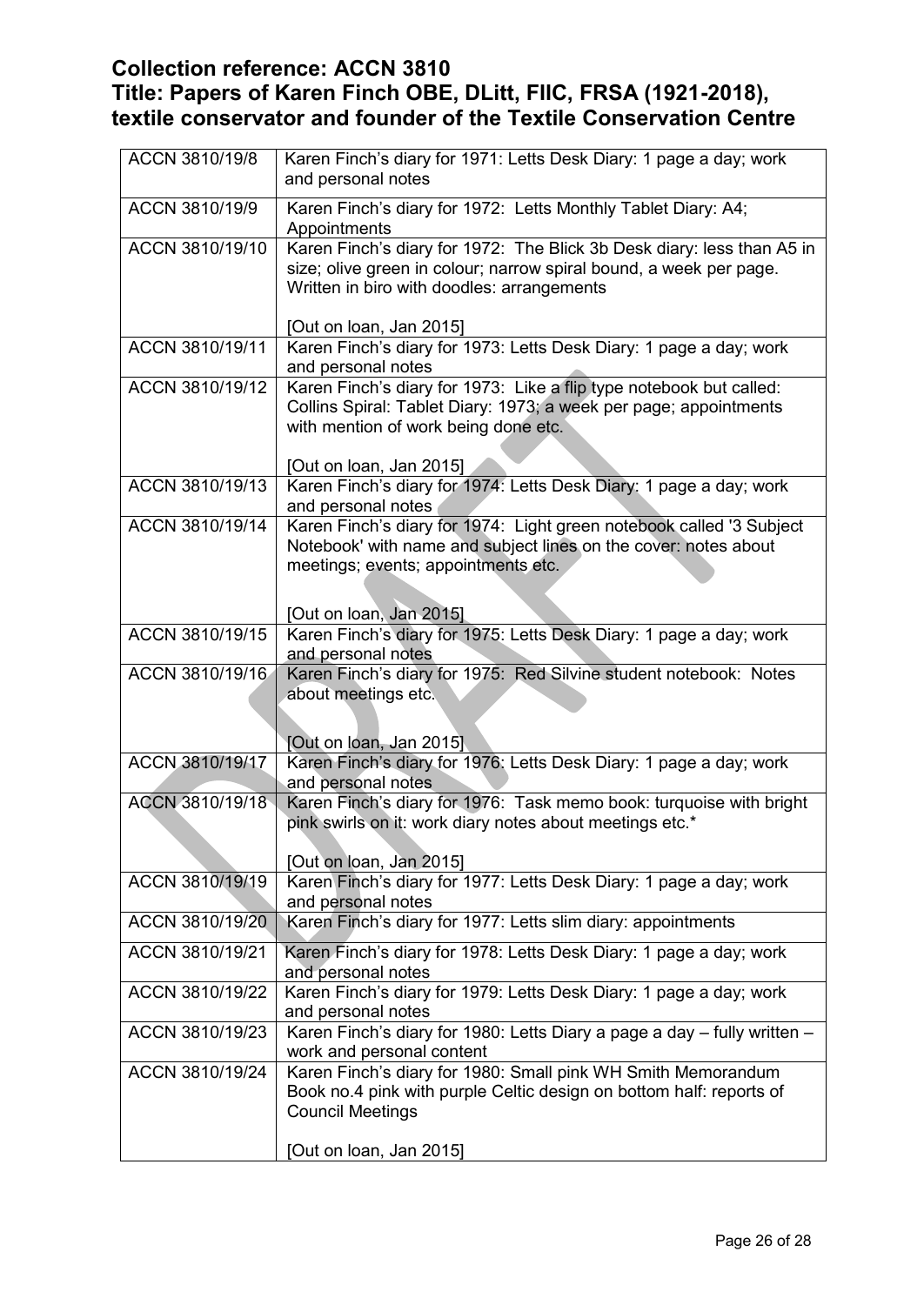**Collection reference: ACCN 3810**
**Title: Papers of Karen Finch OBE, DLitt, FIIC, FRSA (1921-2018), textile conservator and founder of the Textile Conservation Centre**

| | |
|---|---|
| ACCN 3810/19/8 | Karen Finch's diary for 1971: Letts Desk Diary: 1 page a day; work and personal notes |
| ACCN 3810/19/9 | Karen Finch's diary for 1972: Letts Monthly Tablet Diary: A4; Appointments |
| ACCN 3810/19/10 | Karen Finch's diary for 1972: The Blick 3b Desk diary: less than A5 in size; olive green in colour; narrow spiral bound, a week per page. Written in biro with doodles: arrangements<br><br>[Out on loan, Jan 2015] |
| ACCN 3810/19/11 | Karen Finch's diary for 1973: Letts Desk Diary: 1 page a day; work and personal notes |
| ACCN 3810/19/12 | Karen Finch's diary for 1973: Like a flip type notebook but called: Collins Spiral: Tablet Diary: 1973; a week per page; appointments with mention of work being done etc.<br><br>[Out on loan, Jan 2015] |
| ACCN 3810/19/13 | Karen Finch's diary for 1974: Letts Desk Diary: 1 page a day; work and personal notes |
| ACCN 3810/19/14 | Karen Finch's diary for 1974: Light green notebook called '3 Subject Notebook' with name and subject lines on the cover: notes about meetings; events; appointments etc.<br><br>[Out on loan, Jan 2015] |
| ACCN 3810/19/15 | Karen Finch's diary for 1975: Letts Desk Diary: 1 page a day; work and personal notes |
| ACCN 3810/19/16 | Karen Finch's diary for 1975: Red Silvine student notebook: Notes about meetings etc.<br><br>[Out on loan, Jan 2015] |
| ACCN 3810/19/17 | Karen Finch's diary for 1976: Letts Desk Diary: 1 page a day; work and personal notes |
| ACCN 3810/19/18 | Karen Finch's diary for 1976: Task memo book: turquoise with bright pink swirls on it: work diary notes about meetings etc.*<br><br>[Out on loan, Jan 2015] |
| ACCN 3810/19/19 | Karen Finch's diary for 1977: Letts Desk Diary: 1 page a day; work and personal notes |
| ACCN 3810/19/20 | Karen Finch's diary for 1977: Letts slim diary: appointments |
| ACCN 3810/19/21 | Karen Finch's diary for 1978: Letts Desk Diary: 1 page a day; work and personal notes |
| ACCN 3810/19/22 | Karen Finch's diary for 1979: Letts Desk Diary: 1 page a day; work and personal notes |
| ACCN 3810/19/23 | Karen Finch's diary for 1980: Letts Diary a page a day – fully written – work and personal content |
| ACCN 3810/19/24 | Karen Finch's diary for 1980: Small pink WH Smith Memorandum Book no.4 pink with purple Celtic design on bottom half: reports of Council Meetings<br><br>[Out on loan, Jan 2015] |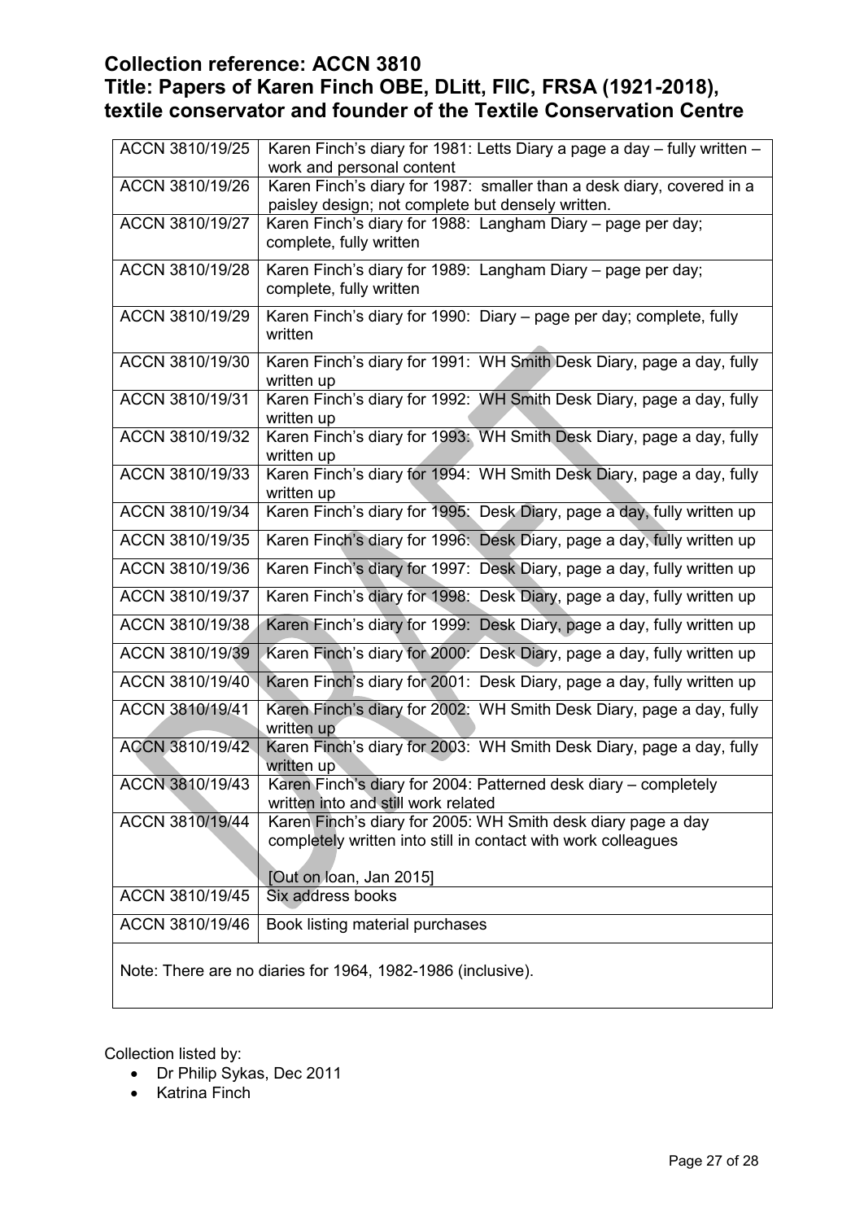## Collection reference: ACCN 3810
## Title: Papers of Karen Finch OBE, DLitt, FIIC, FRSA (1921-2018), textile conservator and founder of the Textile Conservation Centre

| | |
|---|---|
| ACCN 3810/19/25 | Karen Finch's diary for 1981: Letts Diary a page a day – fully written – work and personal content |
| ACCN 3810/19/26 | Karen Finch's diary for 1987: smaller than a desk diary, covered in a paisley design; not complete but densely written. |
| ACCN 3810/19/27 | Karen Finch's diary for 1988: Langham Diary – page per day; complete, fully written |
| ACCN 3810/19/28 | Karen Finch's diary for 1989: Langham Diary – page per day; complete, fully written |
| ACCN 3810/19/29 | Karen Finch's diary for 1990: Diary – page per day; complete, fully written |
| ACCN 3810/19/30 | Karen Finch's diary for 1991: WH Smith Desk Diary, page a day, fully written up |
| ACCN 3810/19/31 | Karen Finch's diary for 1992: WH Smith Desk Diary, page a day, fully written up |
| ACCN 3810/19/32 | Karen Finch's diary for 1993: WH Smith Desk Diary, page a day, fully written up |
| ACCN 3810/19/33 | Karen Finch's diary for 1994: WH Smith Desk Diary, page a day, fully written up |
| ACCN 3810/19/34 | Karen Finch's diary for 1995: Desk Diary, page a day, fully written up |
| ACCN 3810/19/35 | Karen Finch's diary for 1996: Desk Diary, page a day, fully written up |
| ACCN 3810/19/36 | Karen Finch's diary for 1997: Desk Diary, page a day, fully written up |
| ACCN 3810/19/37 | Karen Finch's diary for 1998: Desk Diary, page a day, fully written up |
| ACCN 3810/19/38 | Karen Finch's diary for 1999: Desk Diary, page a day, fully written up |
| ACCN 3810/19/39 | Karen Finch's diary for 2000: Desk Diary, page a day, fully written up |
| ACCN 3810/19/40 | Karen Finch's diary for 2001: Desk Diary, page a day, fully written up |
| ACCN 3810/19/41 | Karen Finch's diary for 2002: WH Smith Desk Diary, page a day, fully written up |
| ACCN 3810/19/42 | Karen Finch's diary for 2003: WH Smith Desk Diary, page a day, fully written up |
| ACCN 3810/19/43 | Karen Finch's diary for 2004: Patterned desk diary – completely written into and still work related |
| ACCN 3810/19/44 | Karen Finch's diary for 2005: WH Smith desk diary page a day completely written into still in contact with work colleagues<br><br>[Out on loan, Jan 2015] |
| ACCN 3810/19/45 | Six address books |
| ACCN 3810/19/46 | Book listing material purchases |

Note: There are no diaries for 1964, 1982-1986 (inclusive).

Collection listed by:

- Dr Philip Sykas, Dec 2011
- Katrina Finch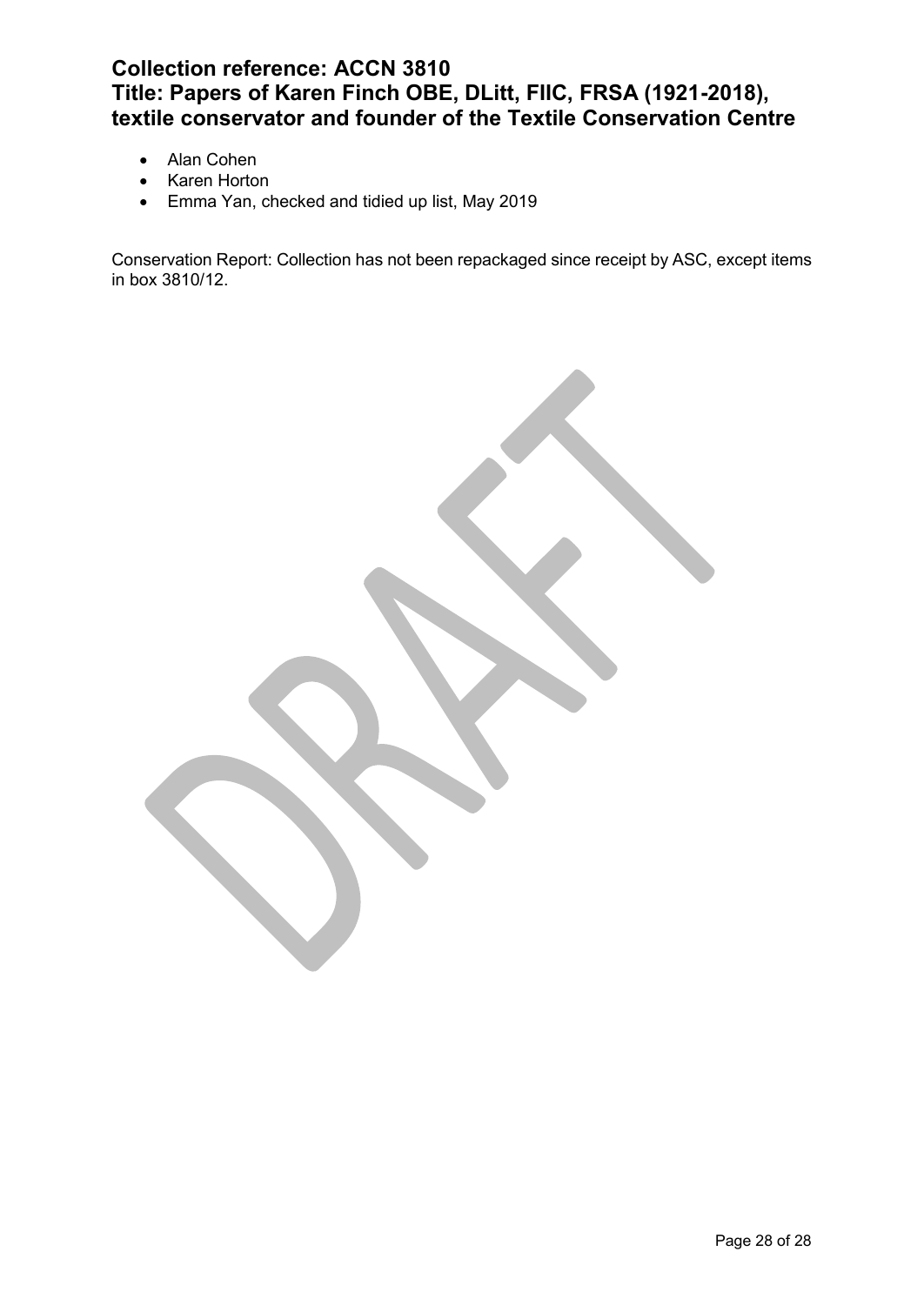## Collection reference: ACCN 3810
## Title: Papers of Karen Finch OBE, DLitt, FIIC, FRSA (1921-2018), textile conservator and founder of the Textile Conservation Centre

- Alan Cohen
- Karen Horton
- Emma Yan, checked and tidied up list, May 2019

Conservation Report: Collection has not been repackaged since receipt by ASC, except items in box 3810/12.

DRAFT